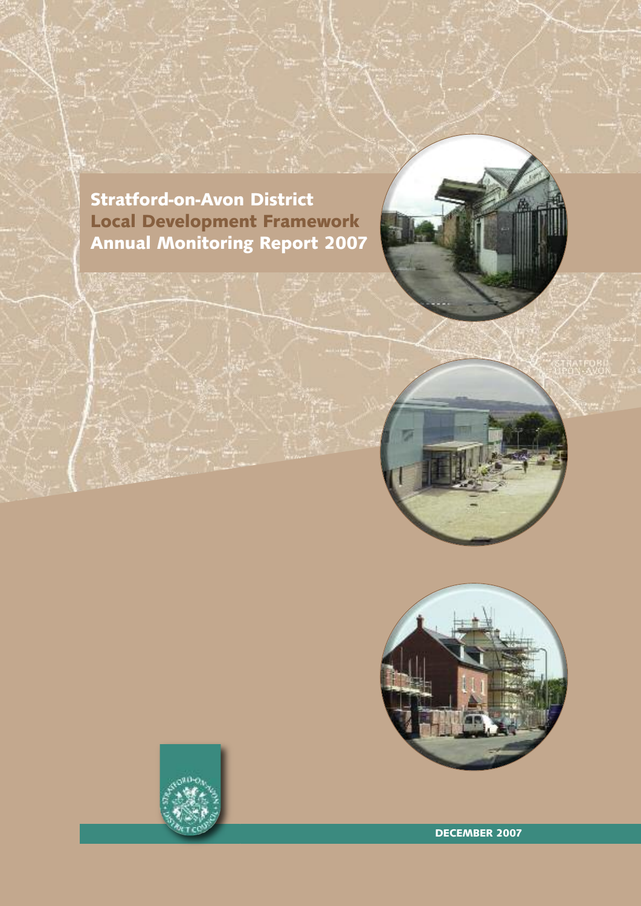# Stratford-on-Avon District Local Development Framework Annual Monitoring Report 2007

DECEMBER 2007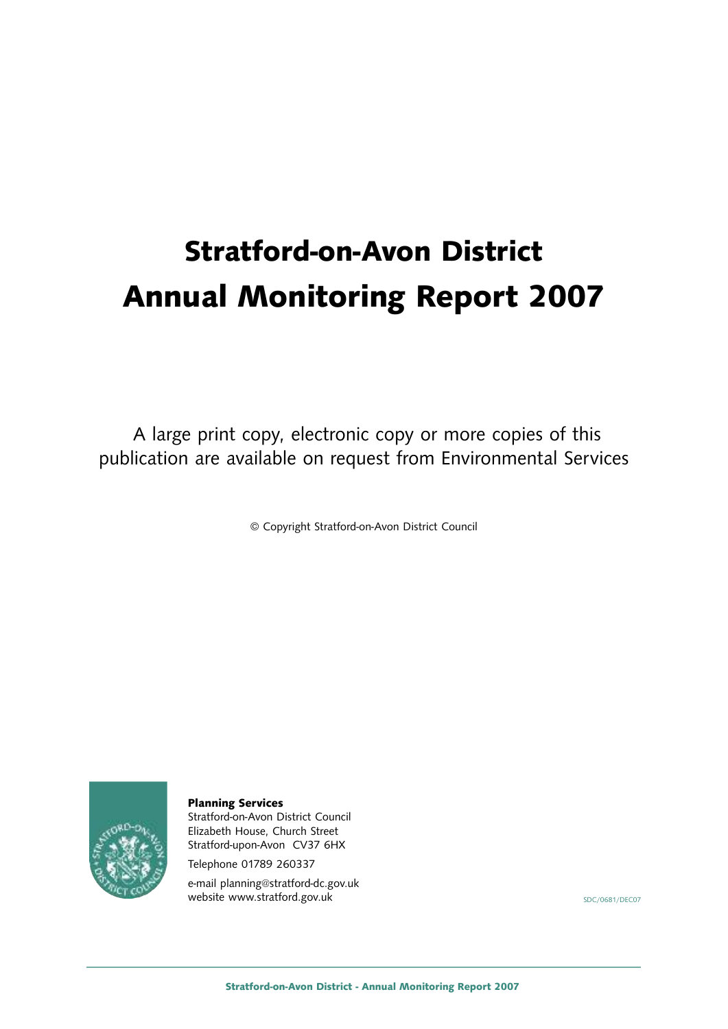# Stratford-on-Avon District
# Annual Monitoring Report 2007

A large print copy, electronic copy or more copies of this publication are available on request from Environmental Services

© Copyright Stratford-on-Avon District Council

**Planning Services**
Stratford-on-Avon District Council
Elizabeth House, Church Street
Stratford-upon-Avon CV37 6HX

Telephone 01789 260337

e-mail planning@stratford-dc.gov.uk
website www.stratford.gov.uk

SDC/0681/DEC07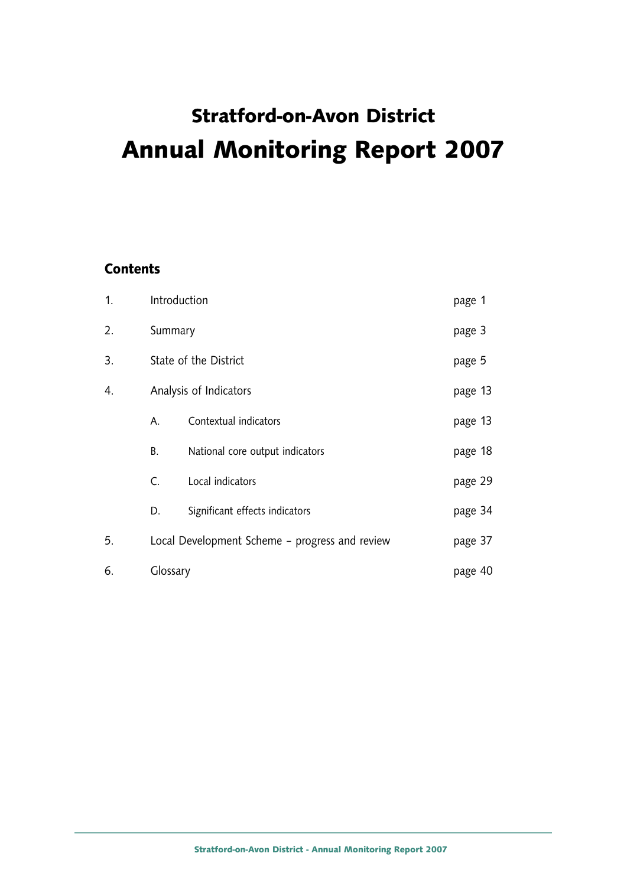# Stratford-on-Avon District

# Annual Monitoring Report 2007

## Contents

| | | | |
|---|---|---|---|
| 1. | Introduction | | page 1 |
| 2. | Summary | | page 3 |
| 3. | State of the District | | page 5 |
| 4. | Analysis of Indicators | | page 13 |
| | A. | Contextual indicators | page 13 |
| | B. | National core output indicators | page 18 |
| | C. | Local indicators | page 29 |
| | D. | Significant effects indicators | page 34 |
| 5. | Local Development Scheme – progress and review | | page 37 |
| 6. | Glossary | | page 40 |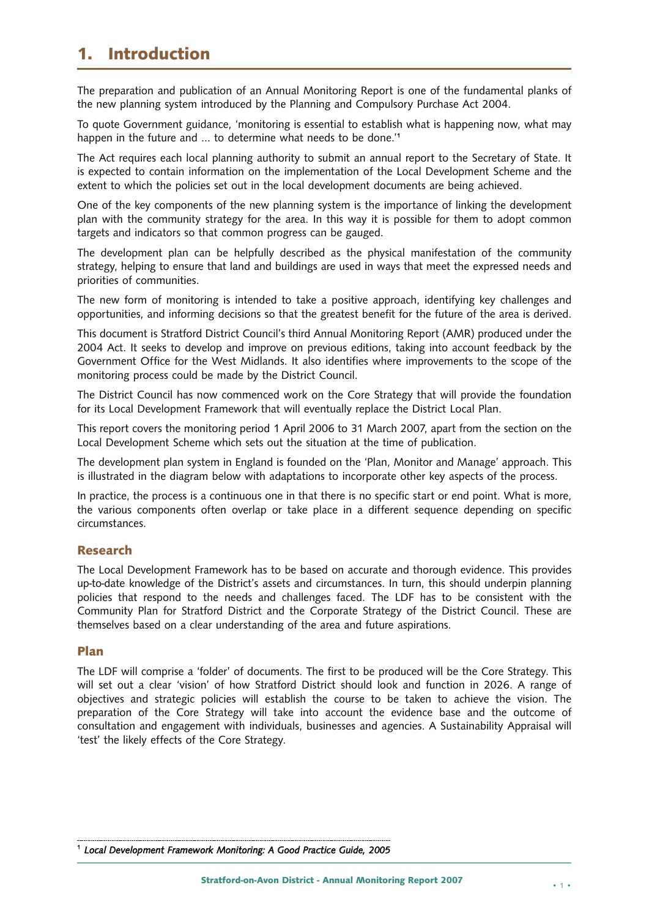# 1. Introduction

The preparation and publication of an Annual Monitoring Report is one of the fundamental planks of the new planning system introduced by the Planning and Compulsory Purchase Act 2004.

To quote Government guidance, 'monitoring is essential to establish what is happening now, what may happen in the future and … to determine what needs to be done.'[1]

The Act requires each local planning authority to submit an annual report to the Secretary of State. It is expected to contain information on the implementation of the Local Development Scheme and the extent to which the policies set out in the local development documents are being achieved.

One of the key components of the new planning system is the importance of linking the development plan with the community strategy for the area. In this way it is possible for them to adopt common targets and indicators so that common progress can be gauged.

The development plan can be helpfully described as the physical manifestation of the community strategy, helping to ensure that land and buildings are used in ways that meet the expressed needs and priorities of communities.

The new form of monitoring is intended to take a positive approach, identifying key challenges and opportunities, and informing decisions so that the greatest benefit for the future of the area is derived.

This document is Stratford District Council's third Annual Monitoring Report (AMR) produced under the 2004 Act. It seeks to develop and improve on previous editions, taking into account feedback by the Government Office for the West Midlands. It also identifies where improvements to the scope of the monitoring process could be made by the District Council.

The District Council has now commenced work on the Core Strategy that will provide the foundation for its Local Development Framework that will eventually replace the District Local Plan.

This report covers the monitoring period 1 April 2006 to 31 March 2007, apart from the section on the Local Development Scheme which sets out the situation at the time of publication.

The development plan system in England is founded on the 'Plan, Monitor and Manage' approach. This is illustrated in the diagram below with adaptations to incorporate other key aspects of the process.

In practice, the process is a continuous one in that there is no specific start or end point. What is more, the various components often overlap or take place in a different sequence depending on specific circumstances.

## Research

The Local Development Framework has to be based on accurate and thorough evidence. This provides up-to-date knowledge of the District's assets and circumstances. In turn, this should underpin planning policies that respond to the needs and challenges faced. The LDF has to be consistent with the Community Plan for Stratford District and the Corporate Strategy of the District Council. These are themselves based on a clear understanding of the area and future aspirations.

## Plan

The LDF will comprise a 'folder' of documents. The first to be produced will be the Core Strategy. This will set out a clear 'vision' of how Stratford District should look and function in 2026. A range of objectives and strategic policies will establish the course to be taken to achieve the vision. The preparation of the Core Strategy will take into account the evidence base and the outcome of consultation and engagement with individuals, businesses and agencies. A Sustainability Appraisal will 'test' the likely effects of the Core Strategy.

---

[1] *Local Development Framework Monitoring: A Good Practice Guide, 2005*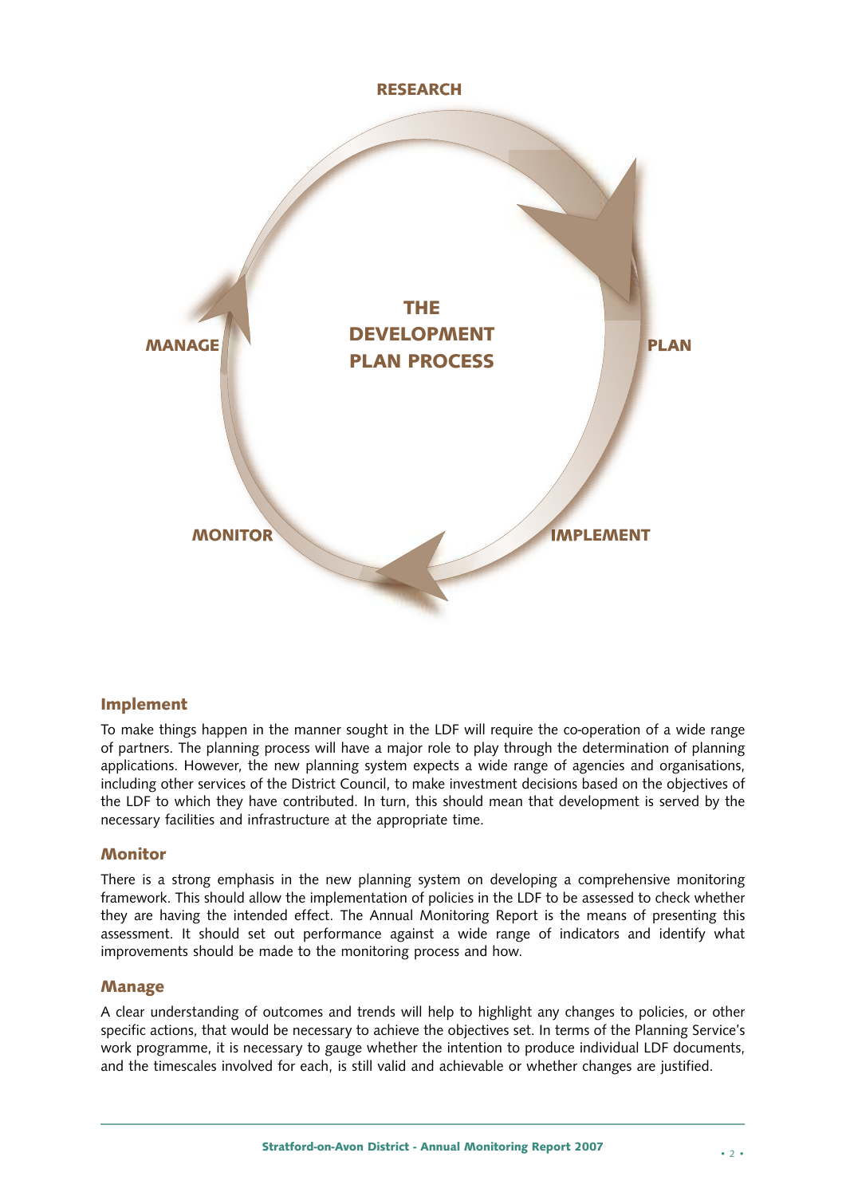RESEARCH

THE DEVELOPMENT PLAN PROCESS

MANAGE

PLAN

MONITOR

IMPLEMENT

## Implement

To make things happen in the manner sought in the LDF will require the co-operation of a wide range of partners. The planning process will have a major role to play through the determination of planning applications. However, the new planning system expects a wide range of agencies and organisations, including other services of the District Council, to make investment decisions based on the objectives of the LDF to which they have contributed. In turn, this should mean that development is served by the necessary facilities and infrastructure at the appropriate time.

## Monitor

There is a strong emphasis in the new planning system on developing a comprehensive monitoring framework. This should allow the implementation of policies in the LDF to be assessed to check whether they are having the intended effect. The Annual Monitoring Report is the means of presenting this assessment. It should set out performance against a wide range of indicators and identify what improvements should be made to the monitoring process and how.

## Manage

A clear understanding of outcomes and trends will help to highlight any changes to policies, or other specific actions, that would be necessary to achieve the objectives set. In terms of the Planning Service's work programme, it is necessary to gauge whether the intention to produce individual LDF documents, and the timescales involved for each, is still valid and achievable or whether changes are justified.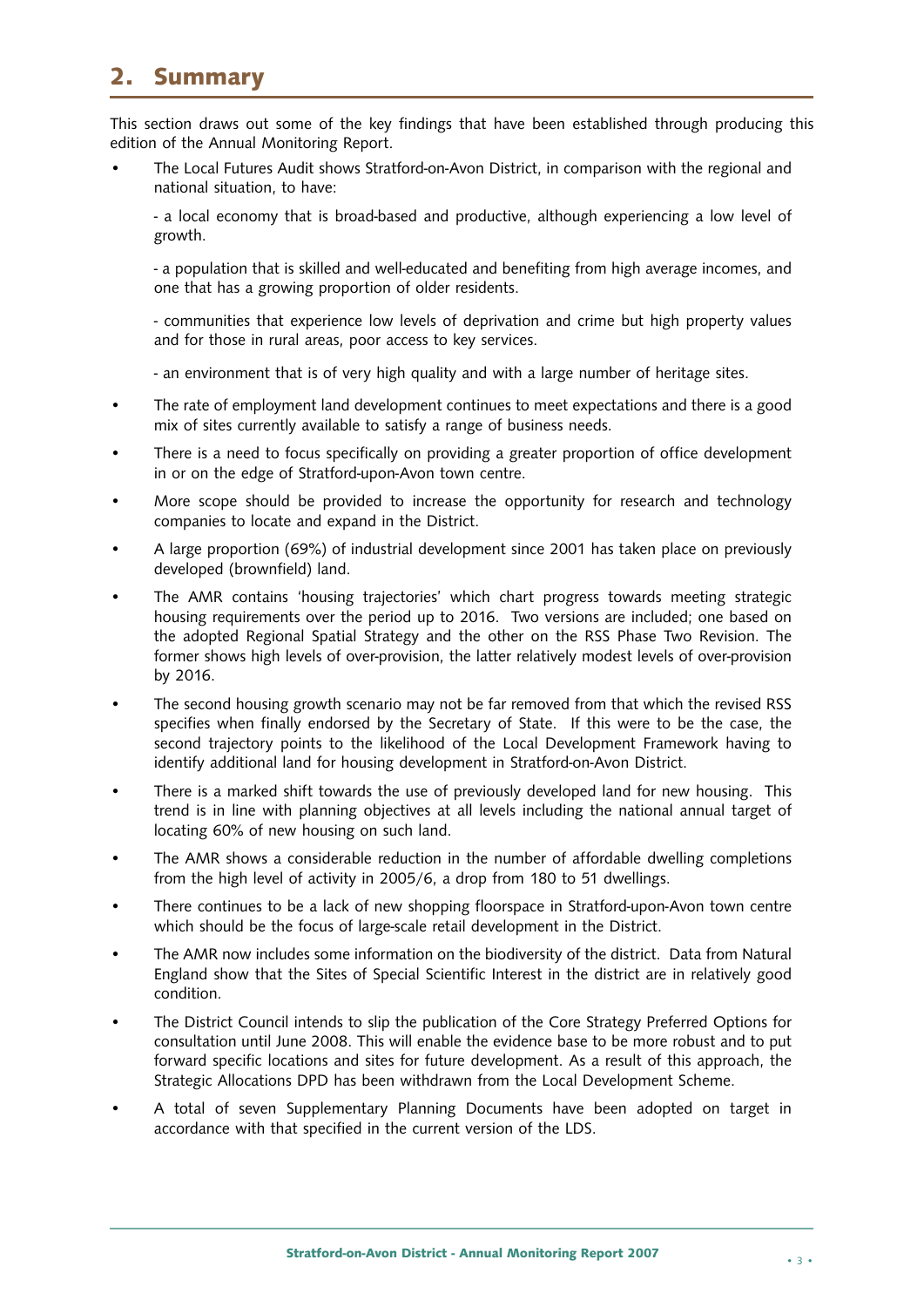## 2. Summary

This section draws out some of the key findings that have been established through producing this edition of the Annual Monitoring Report.

- The Local Futures Audit shows Stratford-on-Avon District, in comparison with the regional and national situation, to have:

  - a local economy that is broad-based and productive, although experiencing a low level of growth.

  - a population that is skilled and well-educated and benefiting from high average incomes, and one that has a growing proportion of older residents.

  - communities that experience low levels of deprivation and crime but high property values and for those in rural areas, poor access to key services.

  - an environment that is of very high quality and with a large number of heritage sites.

- The rate of employment land development continues to meet expectations and there is a good mix of sites currently available to satisfy a range of business needs.
- There is a need to focus specifically on providing a greater proportion of office development in or on the edge of Stratford-upon-Avon town centre.
- More scope should be provided to increase the opportunity for research and technology companies to locate and expand in the District.
- A large proportion (69%) of industrial development since 2001 has taken place on previously developed (brownfield) land.
- The AMR contains 'housing trajectories' which chart progress towards meeting strategic housing requirements over the period up to 2016. Two versions are included; one based on the adopted Regional Spatial Strategy and the other on the RSS Phase Two Revision. The former shows high levels of over-provision, the latter relatively modest levels of over-provision by 2016.
- The second housing growth scenario may not be far removed from that which the revised RSS specifies when finally endorsed by the Secretary of State. If this were to be the case, the second trajectory points to the likelihood of the Local Development Framework having to identify additional land for housing development in Stratford-on-Avon District.
- There is a marked shift towards the use of previously developed land for new housing. This trend is in line with planning objectives at all levels including the national annual target of locating 60% of new housing on such land.
- The AMR shows a considerable reduction in the number of affordable dwelling completions from the high level of activity in 2005/6, a drop from 180 to 51 dwellings.
- There continues to be a lack of new shopping floorspace in Stratford-upon-Avon town centre which should be the focus of large-scale retail development in the District.
- The AMR now includes some information on the biodiversity of the district. Data from Natural England show that the Sites of Special Scientific Interest in the district are in relatively good condition.
- The District Council intends to slip the publication of the Core Strategy Preferred Options for consultation until June 2008. This will enable the evidence base to be more robust and to put forward specific locations and sites for future development. As a result of this approach, the Strategic Allocations DPD has been withdrawn from the Local Development Scheme.
- A total of seven Supplementary Planning Documents have been adopted on target in accordance with that specified in the current version of the LDS.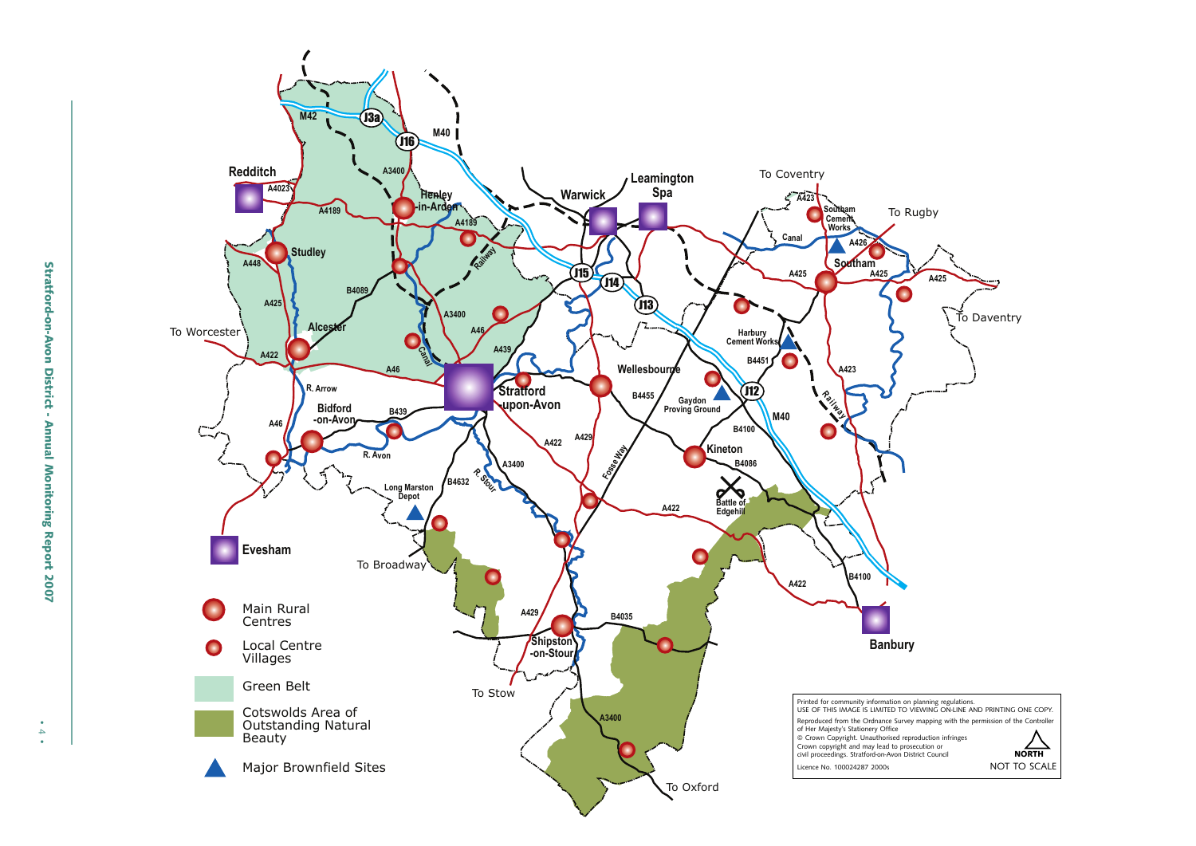Redditch

Warwick

Leamington Spa

To Coventry

To Rugby

To Daventry

To Worcester

Henley-in-Arden

Studley

Alcester

Stratford-upon-Avon

Wellesbourne

Southam

Bidford-on-Avon

Kineton

Evesham

To Broadway

Shipston-on-Stour

To Stow

To Oxford

Banbury

Main Rural Centres

Local Centre Villages

Green Belt

Cotswolds Area of Outstanding Natural Beauty

Major Brownfield Sites

Printed for community information on planning regulations.
USE OF THIS IMAGE IS LIMITED TO VIEWING ON-LINE AND PRINTING ONE COPY.
Reproduced from the Ordnance Survey mapping with the permission of the Controller of Her Majesty's Stationery Office
© Crown Copyright. Unauthorised reproduction infringes Crown copyright and may lead to prosecution or civil proceedings. Stratford-on-Avon District Council
Licence No. 100024287 2000s

NORTH

NOT TO SCALE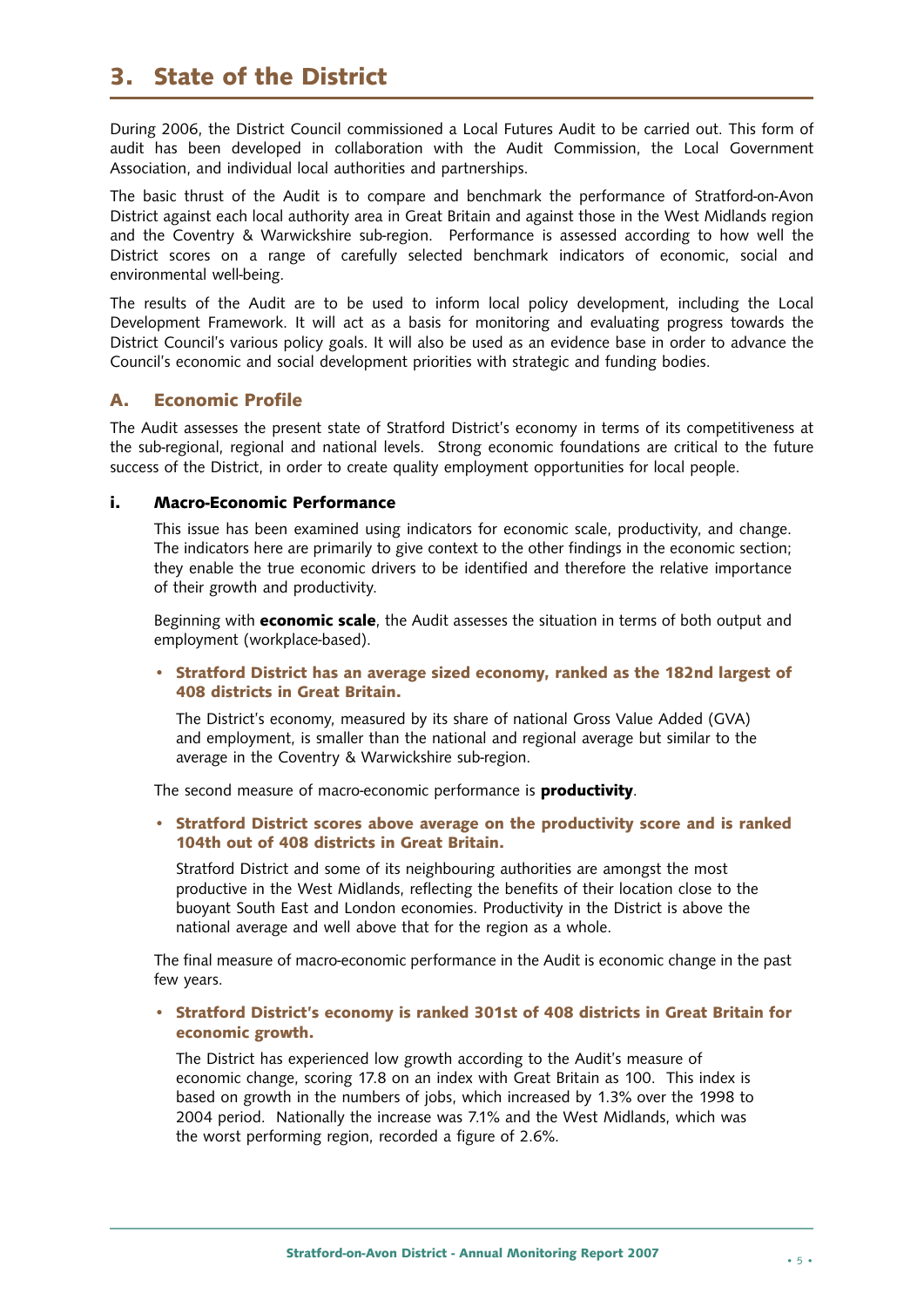# 3. State of the District

During 2006, the District Council commissioned a Local Futures Audit to be carried out. This form of audit has been developed in collaboration with the Audit Commission, the Local Government Association, and individual local authorities and partnerships.

The basic thrust of the Audit is to compare and benchmark the performance of Stratford-on-Avon District against each local authority area in Great Britain and against those in the West Midlands region and the Coventry & Warwickshire sub-region. Performance is assessed according to how well the District scores on a range of carefully selected benchmark indicators of economic, social and environmental well-being.

The results of the Audit are to be used to inform local policy development, including the Local Development Framework. It will act as a basis for monitoring and evaluating progress towards the District Council's various policy goals. It will also be used as an evidence base in order to advance the Council's economic and social development priorities with strategic and funding bodies.

## A. Economic Profile

The Audit assesses the present state of Stratford District's economy in terms of its competitiveness at the sub-regional, regional and national levels. Strong economic foundations are critical to the future success of the District, in order to create quality employment opportunities for local people.

### i. Macro-Economic Performance

This issue has been examined using indicators for economic scale, productivity, and change. The indicators here are primarily to give context to the other findings in the economic section; they enable the true economic drivers to be identified and therefore the relative importance of their growth and productivity.

Beginning with **economic scale**, the Audit assesses the situation in terms of both output and employment (workplace-based).

- **Stratford District has an average sized economy, ranked as the 182nd largest of 408 districts in Great Britain.**

  The District's economy, measured by its share of national Gross Value Added (GVA) and employment, is smaller than the national and regional average but similar to the average in the Coventry & Warwickshire sub-region.

The second measure of macro-economic performance is **productivity**.

- **Stratford District scores above average on the productivity score and is ranked 104th out of 408 districts in Great Britain.**

  Stratford District and some of its neighbouring authorities are amongst the most productive in the West Midlands, reflecting the benefits of their location close to the buoyant South East and London economies. Productivity in the District is above the national average and well above that for the region as a whole.

The final measure of macro-economic performance in the Audit is economic change in the past few years.

- **Stratford District's economy is ranked 301st of 408 districts in Great Britain for economic growth.**

  The District has experienced low growth according to the Audit's measure of economic change, scoring 17.8 on an index with Great Britain as 100. This index is based on growth in the numbers of jobs, which increased by 1.3% over the 1998 to 2004 period. Nationally the increase was 7.1% and the West Midlands, which was the worst performing region, recorded a figure of 2.6%.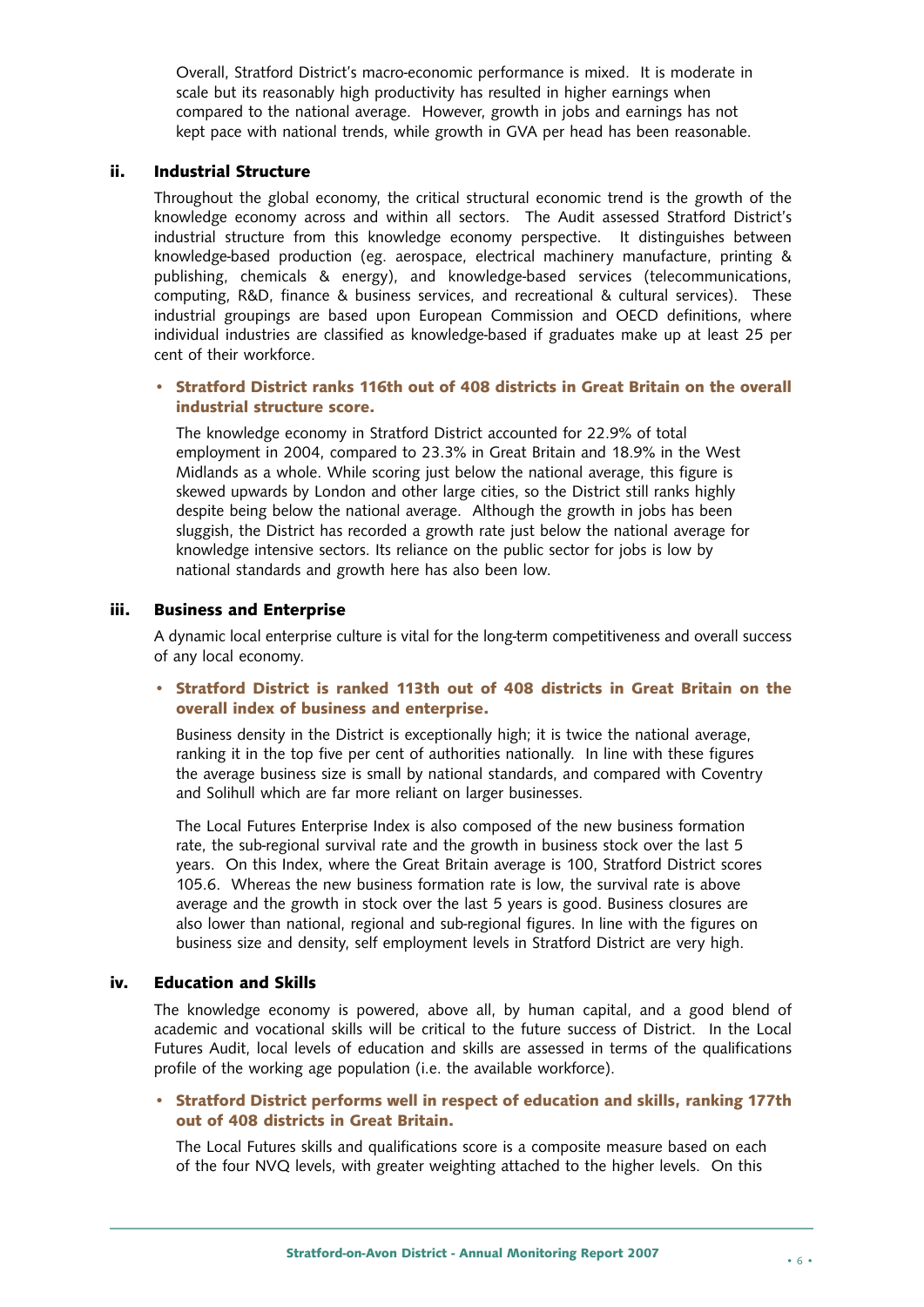Overall, Stratford District's macro-economic performance is mixed. It is moderate in scale but its reasonably high productivity has resulted in higher earnings when compared to the national average. However, growth in jobs and earnings has not kept pace with national trends, while growth in GVA per head has been reasonable.

### ii. Industrial Structure

Throughout the global economy, the critical structural economic trend is the growth of the knowledge economy across and within all sectors. The Audit assessed Stratford District's industrial structure from this knowledge economy perspective. It distinguishes between knowledge-based production (eg. aerospace, electrical machinery manufacture, printing & publishing, chemicals & energy), and knowledge-based services (telecommunications, computing, R&D, finance & business services, and recreational & cultural services). These industrial groupings are based upon European Commission and OECD definitions, where individual industries are classified as knowledge-based if graduates make up at least 25 per cent of their workforce.

- **Stratford District ranks 116th out of 408 districts in Great Britain on the overall industrial structure score.**

  The knowledge economy in Stratford District accounted for 22.9% of total employment in 2004, compared to 23.3% in Great Britain and 18.9% in the West Midlands as a whole. While scoring just below the national average, this figure is skewed upwards by London and other large cities, so the District still ranks highly despite being below the national average. Although the growth in jobs has been sluggish, the District has recorded a growth rate just below the national average for knowledge intensive sectors. Its reliance on the public sector for jobs is low by national standards and growth here has also been low.

### iii. Business and Enterprise

A dynamic local enterprise culture is vital for the long-term competitiveness and overall success of any local economy.

- **Stratford District is ranked 113th out of 408 districts in Great Britain on the overall index of business and enterprise.**

  Business density in the District is exceptionally high; it is twice the national average, ranking it in the top five per cent of authorities nationally. In line with these figures the average business size is small by national standards, and compared with Coventry and Solihull which are far more reliant on larger businesses.

  The Local Futures Enterprise Index is also composed of the new business formation rate, the sub-regional survival rate and the growth in business stock over the last 5 years. On this Index, where the Great Britain average is 100, Stratford District scores 105.6. Whereas the new business formation rate is low, the survival rate is above average and the growth in stock over the last 5 years is good. Business closures are also lower than national, regional and sub-regional figures. In line with the figures on business size and density, self employment levels in Stratford District are very high.

### iv. Education and Skills

The knowledge economy is powered, above all, by human capital, and a good blend of academic and vocational skills will be critical to the future success of District. In the Local Futures Audit, local levels of education and skills are assessed in terms of the qualifications profile of the working age population (i.e. the available workforce).

- **Stratford District performs well in respect of education and skills, ranking 177th out of 408 districts in Great Britain.**

  The Local Futures skills and qualifications score is a composite measure based on each of the four NVQ levels, with greater weighting attached to the higher levels. On this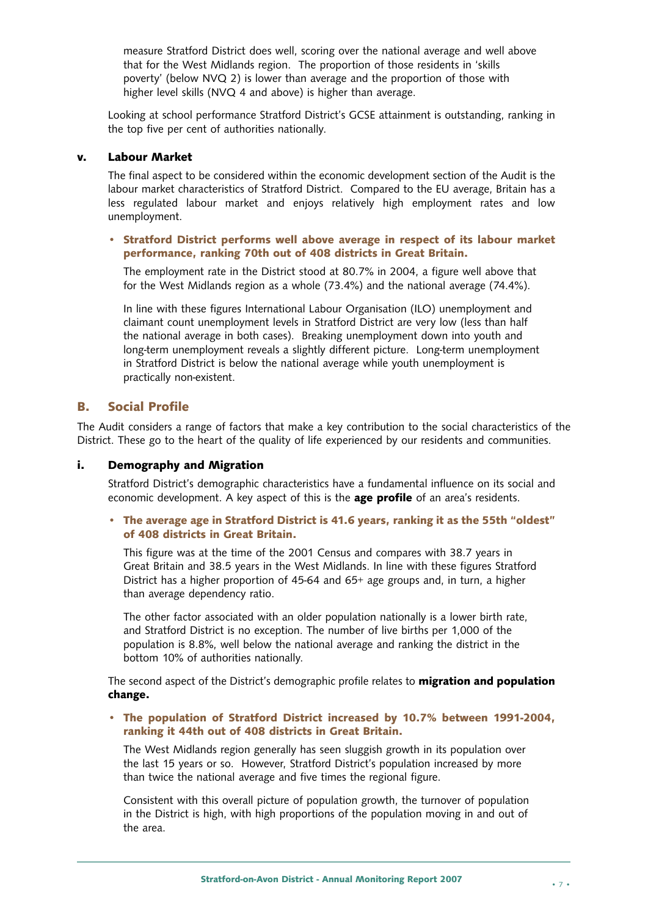measure Stratford District does well, scoring over the national average and well above that for the West Midlands region. The proportion of those residents in 'skills poverty' (below NVQ 2) is lower than average and the proportion of those with higher level skills (NVQ 4 and above) is higher than average.

Looking at school performance Stratford District's GCSE attainment is outstanding, ranking in the top five per cent of authorities nationally.

### v. Labour Market

The final aspect to be considered within the economic development section of the Audit is the labour market characteristics of Stratford District. Compared to the EU average, Britain has a less regulated labour market and enjoys relatively high employment rates and low unemployment.

- **Stratford District performs well above average in respect of its labour market performance, ranking 70th out of 408 districts in Great Britain.**

  The employment rate in the District stood at 80.7% in 2004, a figure well above that for the West Midlands region as a whole (73.4%) and the national average (74.4%).

  In line with these figures International Labour Organisation (ILO) unemployment and claimant count unemployment levels in Stratford District are very low (less than half the national average in both cases). Breaking unemployment down into youth and long-term unemployment reveals a slightly different picture. Long-term unemployment in Stratford District is below the national average while youth unemployment is practically non-existent.

## B. Social Profile

The Audit considers a range of factors that make a key contribution to the social characteristics of the District. These go to the heart of the quality of life experienced by our residents and communities.

### i. Demography and Migration

Stratford District's demographic characteristics have a fundamental influence on its social and economic development. A key aspect of this is the **age profile** of an area's residents.

- **The average age in Stratford District is 41.6 years, ranking it as the 55th "oldest" of 408 districts in Great Britain.**

  This figure was at the time of the 2001 Census and compares with 38.7 years in Great Britain and 38.5 years in the West Midlands. In line with these figures Stratford District has a higher proportion of 45-64 and 65+ age groups and, in turn, a higher than average dependency ratio.

  The other factor associated with an older population nationally is a lower birth rate, and Stratford District is no exception. The number of live births per 1,000 of the population is 8.8%, well below the national average and ranking the district in the bottom 10% of authorities nationally.

The second aspect of the District's demographic profile relates to **migration and population change.**

- **The population of Stratford District increased by 10.7% between 1991-2004, ranking it 44th out of 408 districts in Great Britain.**

  The West Midlands region generally has seen sluggish growth in its population over the last 15 years or so. However, Stratford District's population increased by more than twice the national average and five times the regional figure.

  Consistent with this overall picture of population growth, the turnover of population in the District is high, with high proportions of the population moving in and out of the area.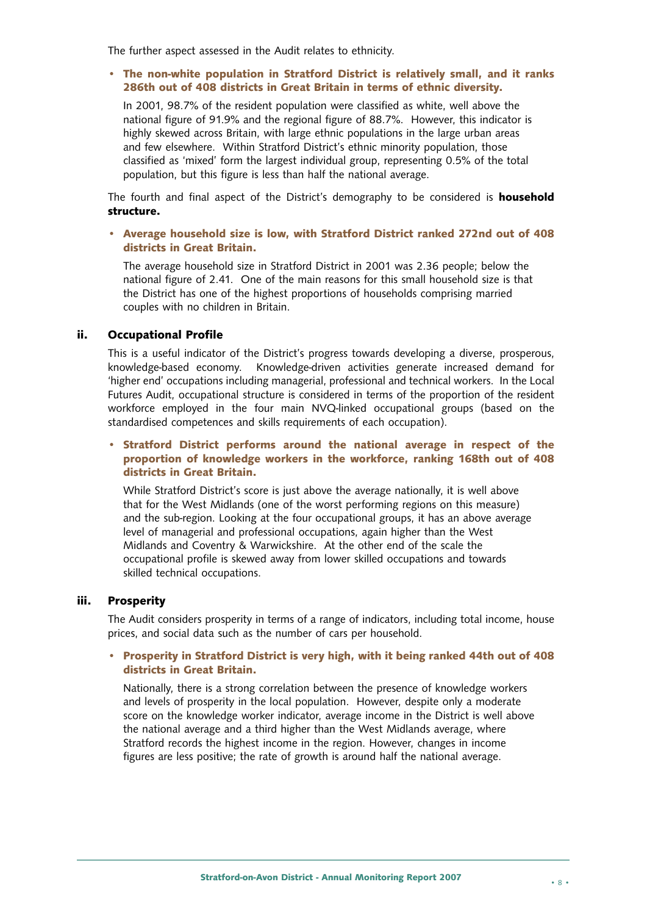The further aspect assessed in the Audit relates to ethnicity.

- **The non-white population in Stratford District is relatively small, and it ranks 286th out of 408 districts in Great Britain in terms of ethnic diversity.**

  In 2001, 98.7% of the resident population were classified as white, well above the national figure of 91.9% and the regional figure of 88.7%. However, this indicator is highly skewed across Britain, with large ethnic populations in the large urban areas and few elsewhere. Within Stratford District's ethnic minority population, those classified as 'mixed' form the largest individual group, representing 0.5% of the total population, but this figure is less than half the national average.

The fourth and final aspect of the District's demography to be considered is **household structure.**

- **Average household size is low, with Stratford District ranked 272nd out of 408 districts in Great Britain.**

  The average household size in Stratford District in 2001 was 2.36 people; below the national figure of 2.41. One of the main reasons for this small household size is that the District has one of the highest proportions of households comprising married couples with no children in Britain.

### ii. Occupational Profile

This is a useful indicator of the District's progress towards developing a diverse, prosperous, knowledge-based economy. Knowledge-driven activities generate increased demand for 'higher end' occupations including managerial, professional and technical workers. In the Local Futures Audit, occupational structure is considered in terms of the proportion of the resident workforce employed in the four main NVQ-linked occupational groups (based on the standardised competences and skills requirements of each occupation).

- **Stratford District performs around the national average in respect of the proportion of knowledge workers in the workforce, ranking 168th out of 408 districts in Great Britain.**

  While Stratford District's score is just above the average nationally, it is well above that for the West Midlands (one of the worst performing regions on this measure) and the sub-region. Looking at the four occupational groups, it has an above average level of managerial and professional occupations, again higher than the West Midlands and Coventry & Warwickshire. At the other end of the scale the occupational profile is skewed away from lower skilled occupations and towards skilled technical occupations.

### iii. Prosperity

The Audit considers prosperity in terms of a range of indicators, including total income, house prices, and social data such as the number of cars per household.

- **Prosperity in Stratford District is very high, with it being ranked 44th out of 408 districts in Great Britain.**

  Nationally, there is a strong correlation between the presence of knowledge workers and levels of prosperity in the local population. However, despite only a moderate score on the knowledge worker indicator, average income in the District is well above the national average and a third higher than the West Midlands average, where Stratford records the highest income in the region. However, changes in income figures are less positive; the rate of growth is around half the national average.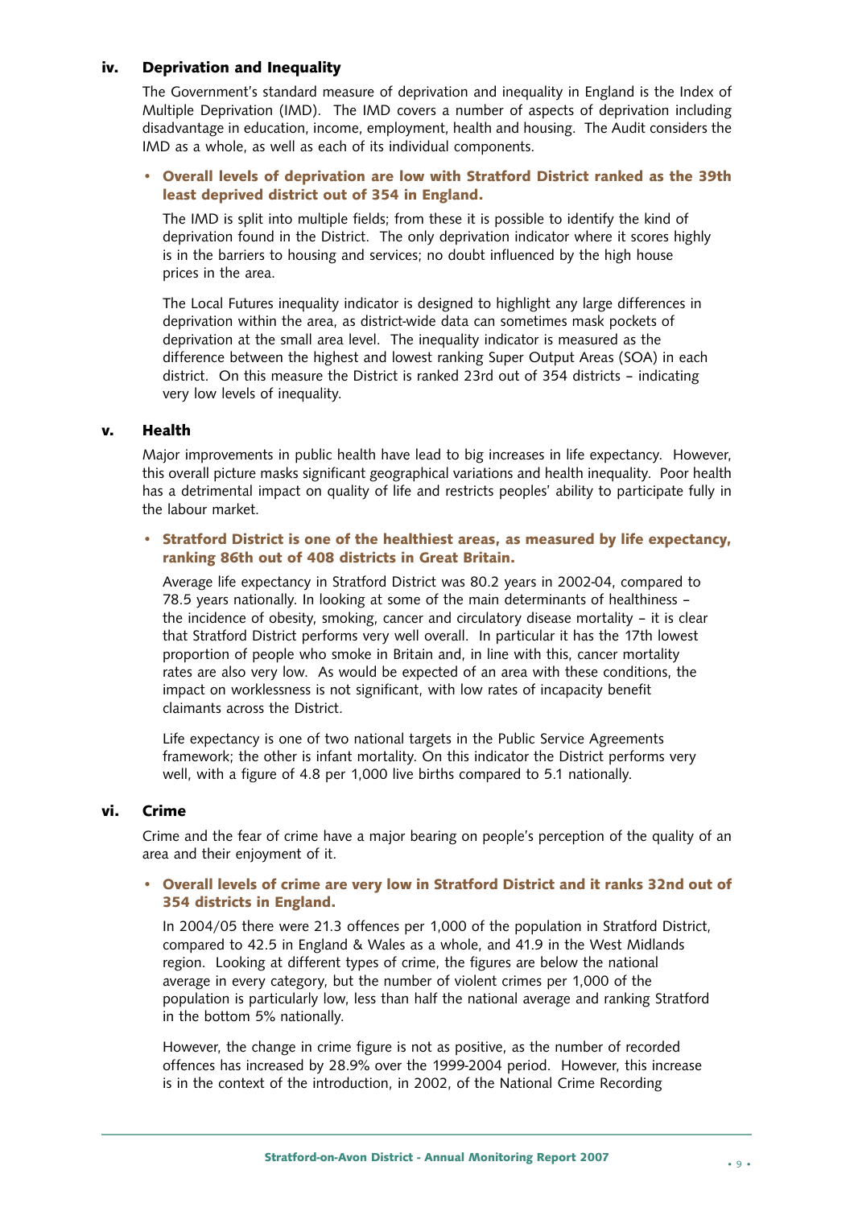### iv. Deprivation and Inequality

The Government's standard measure of deprivation and inequality in England is the Index of Multiple Deprivation (IMD). The IMD covers a number of aspects of deprivation including disadvantage in education, income, employment, health and housing. The Audit considers the IMD as a whole, as well as each of its individual components.

- **Overall levels of deprivation are low with Stratford District ranked as the 39th least deprived district out of 354 in England.**

  The IMD is split into multiple fields; from these it is possible to identify the kind of deprivation found in the District. The only deprivation indicator where it scores highly is in the barriers to housing and services; no doubt influenced by the high house prices in the area.

  The Local Futures inequality indicator is designed to highlight any large differences in deprivation within the area, as district-wide data can sometimes mask pockets of deprivation at the small area level. The inequality indicator is measured as the difference between the highest and lowest ranking Super Output Areas (SOA) in each district. On this measure the District is ranked 23rd out of 354 districts – indicating very low levels of inequality.

### v. Health

Major improvements in public health have lead to big increases in life expectancy. However, this overall picture masks significant geographical variations and health inequality. Poor health has a detrimental impact on quality of life and restricts peoples' ability to participate fully in the labour market.

- **Stratford District is one of the healthiest areas, as measured by life expectancy, ranking 86th out of 408 districts in Great Britain.**

  Average life expectancy in Stratford District was 80.2 years in 2002-04, compared to 78.5 years nationally. In looking at some of the main determinants of healthiness – the incidence of obesity, smoking, cancer and circulatory disease mortality – it is clear that Stratford District performs very well overall. In particular it has the 17th lowest proportion of people who smoke in Britain and, in line with this, cancer mortality rates are also very low. As would be expected of an area with these conditions, the impact on worklessness is not significant, with low rates of incapacity benefit claimants across the District.

  Life expectancy is one of two national targets in the Public Service Agreements framework; the other is infant mortality. On this indicator the District performs very well, with a figure of 4.8 per 1,000 live births compared to 5.1 nationally.

### vi. Crime

Crime and the fear of crime have a major bearing on people's perception of the quality of an area and their enjoyment of it.

- **Overall levels of crime are very low in Stratford District and it ranks 32nd out of 354 districts in England.**

  In 2004/05 there were 21.3 offences per 1,000 of the population in Stratford District, compared to 42.5 in England & Wales as a whole, and 41.9 in the West Midlands region. Looking at different types of crime, the figures are below the national average in every category, but the number of violent crimes per 1,000 of the population is particularly low, less than half the national average and ranking Stratford in the bottom 5% nationally.

  However, the change in crime figure is not as positive, as the number of recorded offences has increased by 28.9% over the 1999-2004 period. However, this increase is in the context of the introduction, in 2002, of the National Crime Recording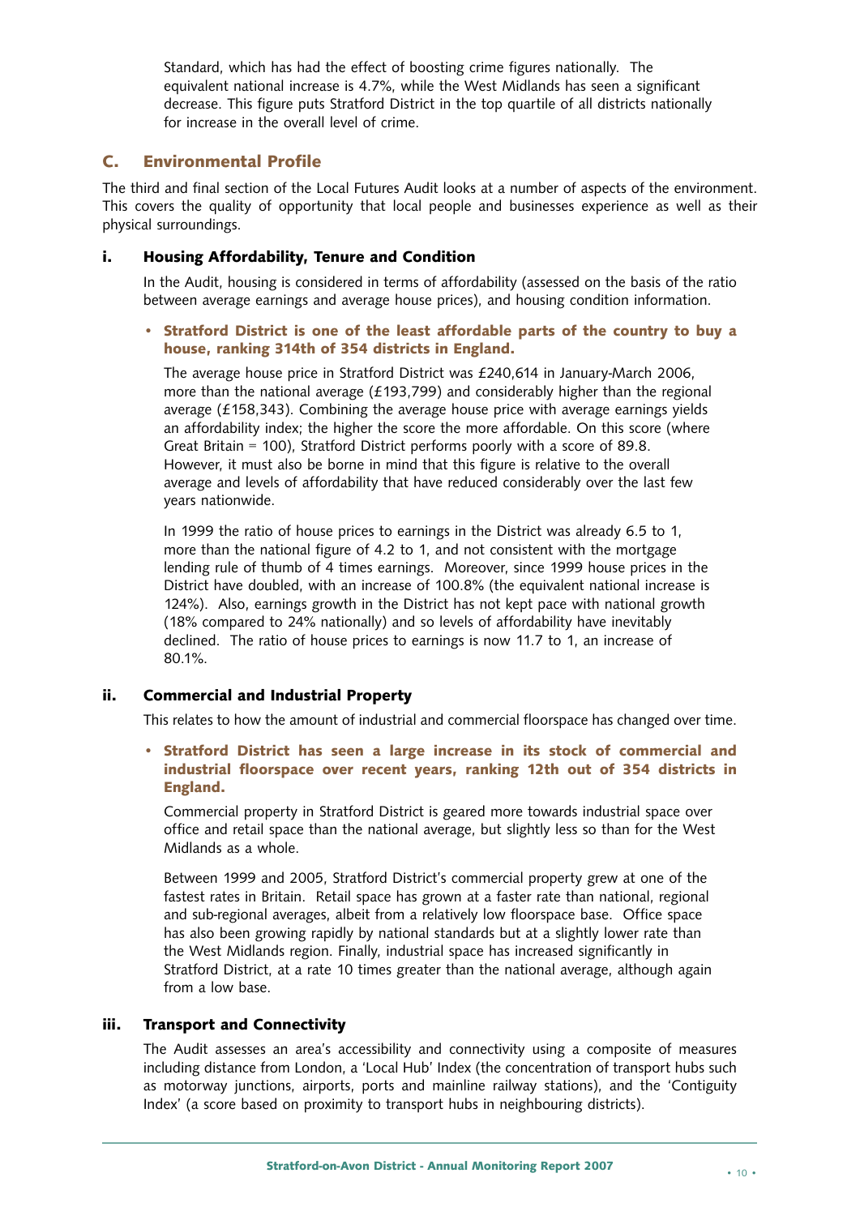Standard, which has had the effect of boosting crime figures nationally. The equivalent national increase is 4.7%, while the West Midlands has seen a significant decrease. This figure puts Stratford District in the top quartile of all districts nationally for increase in the overall level of crime.

## C. Environmental Profile

The third and final section of the Local Futures Audit looks at a number of aspects of the environment. This covers the quality of opportunity that local people and businesses experience as well as their physical surroundings.

### i. Housing Affordability, Tenure and Condition

In the Audit, housing is considered in terms of affordability (assessed on the basis of the ratio between average earnings and average house prices), and housing condition information.

- **Stratford District is one of the least affordable parts of the country to buy a house, ranking 314th of 354 districts in England.**

The average house price in Stratford District was £240,614 in January-March 2006, more than the national average (£193,799) and considerably higher than the regional average (£158,343). Combining the average house price with average earnings yields an affordability index; the higher the score the more affordable. On this score (where Great Britain = 100), Stratford District performs poorly with a score of 89.8. However, it must also be borne in mind that this figure is relative to the overall average and levels of affordability that have reduced considerably over the last few years nationwide.

In 1999 the ratio of house prices to earnings in the District was already 6.5 to 1, more than the national figure of 4.2 to 1, and not consistent with the mortgage lending rule of thumb of 4 times earnings. Moreover, since 1999 house prices in the District have doubled, with an increase of 100.8% (the equivalent national increase is 124%). Also, earnings growth in the District has not kept pace with national growth (18% compared to 24% nationally) and so levels of affordability have inevitably declined. The ratio of house prices to earnings is now 11.7 to 1, an increase of 80.1%.

### ii. Commercial and Industrial Property

This relates to how the amount of industrial and commercial floorspace has changed over time.

- **Stratford District has seen a large increase in its stock of commercial and industrial floorspace over recent years, ranking 12th out of 354 districts in England.**

Commercial property in Stratford District is geared more towards industrial space over office and retail space than the national average, but slightly less so than for the West Midlands as a whole.

Between 1999 and 2005, Stratford District's commercial property grew at one of the fastest rates in Britain. Retail space has grown at a faster rate than national, regional and sub-regional averages, albeit from a relatively low floorspace base. Office space has also been growing rapidly by national standards but at a slightly lower rate than the West Midlands region. Finally, industrial space has increased significantly in Stratford District, at a rate 10 times greater than the national average, although again from a low base.

### iii. Transport and Connectivity

The Audit assesses an area's accessibility and connectivity using a composite of measures including distance from London, a 'Local Hub' Index (the concentration of transport hubs such as motorway junctions, airports, ports and mainline railway stations), and the 'Contiguity Index' (a score based on proximity to transport hubs in neighbouring districts).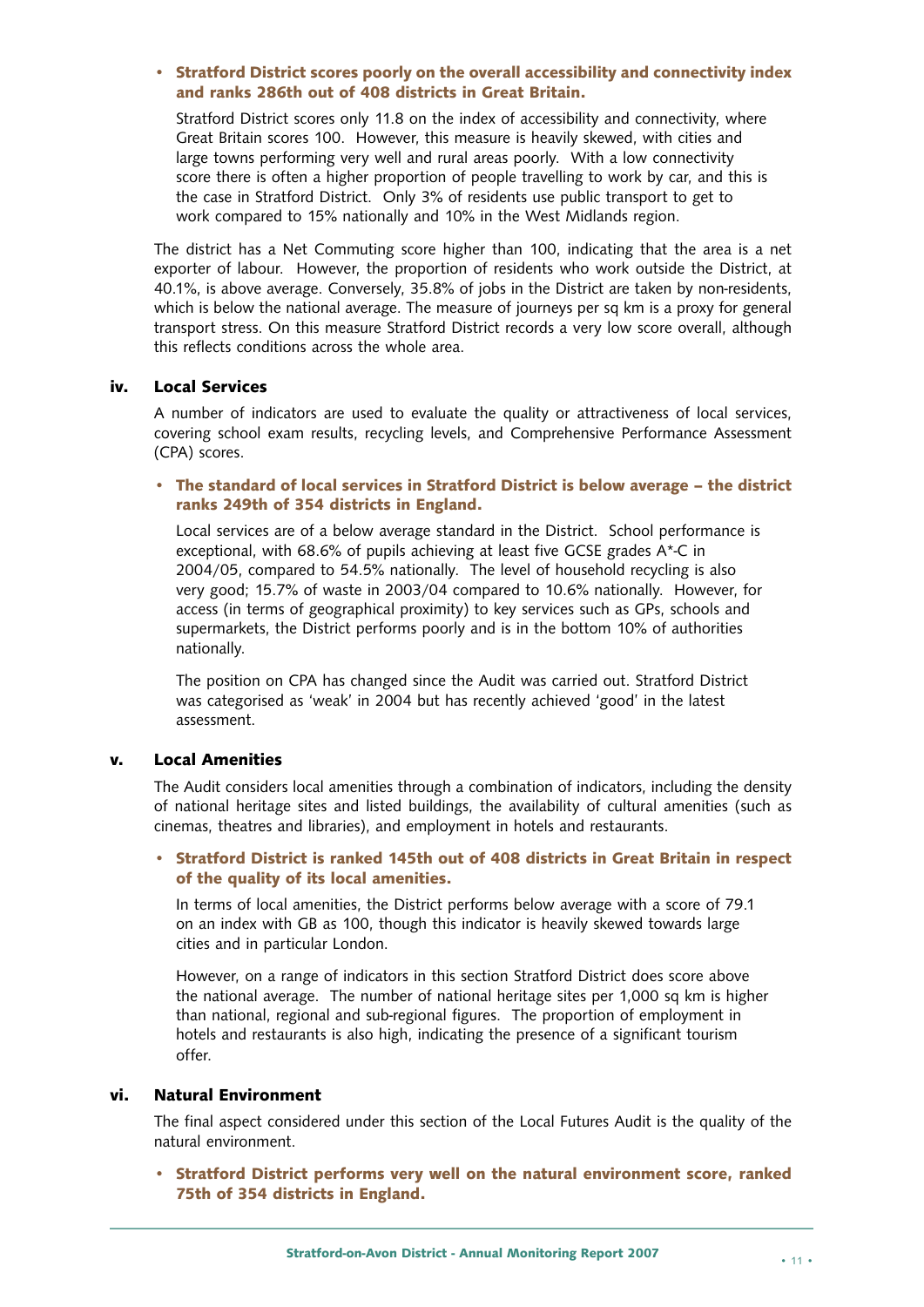- **Stratford District scores poorly on the overall accessibility and connectivity index and ranks 286th out of 408 districts in Great Britain.**

  Stratford District scores only 11.8 on the index of accessibility and connectivity, where Great Britain scores 100. However, this measure is heavily skewed, with cities and large towns performing very well and rural areas poorly. With a low connectivity score there is often a higher proportion of people travelling to work by car, and this is the case in Stratford District. Only 3% of residents use public transport to get to work compared to 15% nationally and 10% in the West Midlands region.

The district has a Net Commuting score higher than 100, indicating that the area is a net exporter of labour. However, the proportion of residents who work outside the District, at 40.1%, is above average. Conversely, 35.8% of jobs in the District are taken by non-residents, which is below the national average. The measure of journeys per sq km is a proxy for general transport stress. On this measure Stratford District records a very low score overall, although this reflects conditions across the whole area.

### iv. Local Services

A number of indicators are used to evaluate the quality or attractiveness of local services, covering school exam results, recycling levels, and Comprehensive Performance Assessment (CPA) scores.

- **The standard of local services in Stratford District is below average – the district ranks 249th of 354 districts in England.**

  Local services are of a below average standard in the District. School performance is exceptional, with 68.6% of pupils achieving at least five GCSE grades A*-C in 2004/05, compared to 54.5% nationally. The level of household recycling is also very good; 15.7% of waste in 2003/04 compared to 10.6% nationally. However, for access (in terms of geographical proximity) to key services such as GPs, schools and supermarkets, the District performs poorly and is in the bottom 10% of authorities nationally.

  The position on CPA has changed since the Audit was carried out. Stratford District was categorised as 'weak' in 2004 but has recently achieved 'good' in the latest assessment.

### v. Local Amenities

The Audit considers local amenities through a combination of indicators, including the density of national heritage sites and listed buildings, the availability of cultural amenities (such as cinemas, theatres and libraries), and employment in hotels and restaurants.

- **Stratford District is ranked 145th out of 408 districts in Great Britain in respect of the quality of its local amenities.**

  In terms of local amenities, the District performs below average with a score of 79.1 on an index with GB as 100, though this indicator is heavily skewed towards large cities and in particular London.

  However, on a range of indicators in this section Stratford District does score above the national average. The number of national heritage sites per 1,000 sq km is higher than national, regional and sub-regional figures. The proportion of employment in hotels and restaurants is also high, indicating the presence of a significant tourism offer.

### vi. Natural Environment

The final aspect considered under this section of the Local Futures Audit is the quality of the natural environment.

- **Stratford District performs very well on the natural environment score, ranked 75th of 354 districts in England.**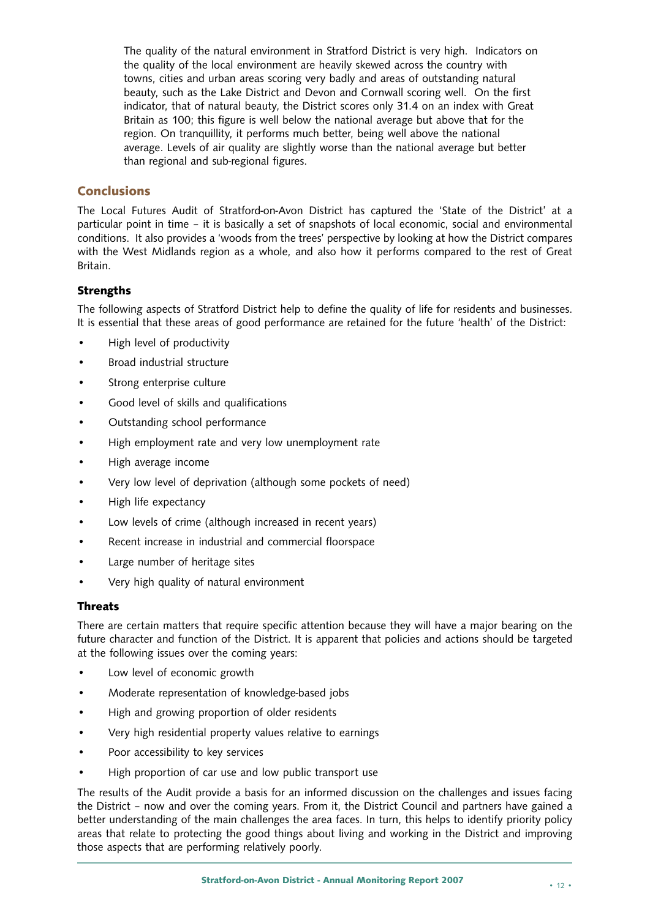The quality of the natural environment in Stratford District is very high. Indicators on the quality of the local environment are heavily skewed across the country with towns, cities and urban areas scoring very badly and areas of outstanding natural beauty, such as the Lake District and Devon and Cornwall scoring well. On the first indicator, that of natural beauty, the District scores only 31.4 on an index with Great Britain as 100; this figure is well below the national average but above that for the region. On tranquillity, it performs much better, being well above the national average. Levels of air quality are slightly worse than the national average but better than regional and sub-regional figures.

## Conclusions

The Local Futures Audit of Stratford-on-Avon District has captured the 'State of the District' at a particular point in time – it is basically a set of snapshots of local economic, social and environmental conditions. It also provides a 'woods from the trees' perspective by looking at how the District compares with the West Midlands region as a whole, and also how it performs compared to the rest of Great Britain.

### Strengths

The following aspects of Stratford District help to define the quality of life for residents and businesses. It is essential that these areas of good performance are retained for the future 'health' of the District:

- High level of productivity
- Broad industrial structure
- Strong enterprise culture
- Good level of skills and qualifications
- Outstanding school performance
- High employment rate and very low unemployment rate
- High average income
- Very low level of deprivation (although some pockets of need)
- High life expectancy
- Low levels of crime (although increased in recent years)
- Recent increase in industrial and commercial floorspace
- Large number of heritage sites
- Very high quality of natural environment

### Threats

There are certain matters that require specific attention because they will have a major bearing on the future character and function of the District. It is apparent that policies and actions should be targeted at the following issues over the coming years:

- Low level of economic growth
- Moderate representation of knowledge-based jobs
- High and growing proportion of older residents
- Very high residential property values relative to earnings
- Poor accessibility to key services
- High proportion of car use and low public transport use

The results of the Audit provide a basis for an informed discussion on the challenges and issues facing the District – now and over the coming years. From it, the District Council and partners have gained a better understanding of the main challenges the area faces. In turn, this helps to identify priority policy areas that relate to protecting the good things about living and working in the District and improving those aspects that are performing relatively poorly.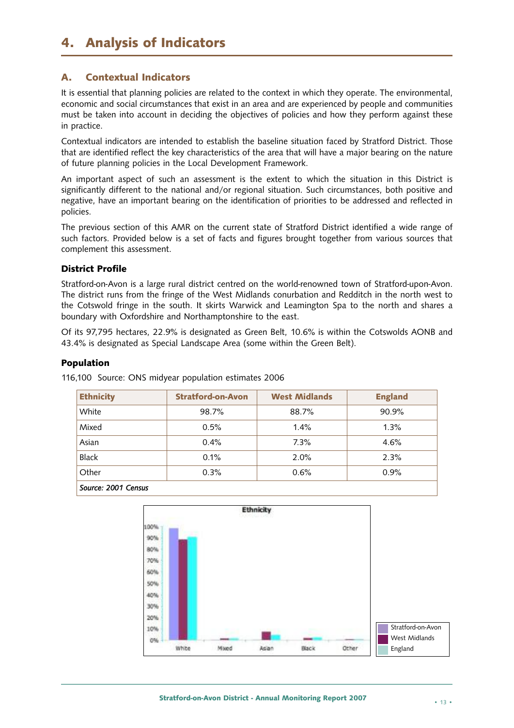# 4. Analysis of Indicators

## A. Contextual Indicators

It is essential that planning policies are related to the context in which they operate. The environmental, economic and social circumstances that exist in an area and are experienced by people and communities must be taken into account in deciding the objectives of policies and how they perform against these in practice.

Contextual indicators are intended to establish the baseline situation faced by Stratford District. Those that are identified reflect the key characteristics of the area that will have a major bearing on the nature of future planning policies in the Local Development Framework.

An important aspect of such an assessment is the extent to which the situation in this District is significantly different to the national and/or regional situation. Such circumstances, both positive and negative, have an important bearing on the identification of priorities to be addressed and reflected in policies.

The previous section of this AMR on the current state of Stratford District identified a wide range of such factors. Provided below is a set of facts and figures brought together from various sources that complement this assessment.

### District Profile

Stratford-on-Avon is a large rural district centred on the world-renowned town of Stratford-upon-Avon. The district runs from the fringe of the West Midlands conurbation and Redditch in the north west to the Cotswold fringe in the south. It skirts Warwick and Leamington Spa to the north and shares a boundary with Oxfordshire and Northamptonshire to the east.

Of its 97,795 hectares, 22.9% is designated as Green Belt, 10.6% is within the Cotswolds AONB and 43.4% is designated as Special Landscape Area (some within the Green Belt).

### Population

116,100 Source: ONS midyear population estimates 2006

| Ethnicity | Stratford-on-Avon | West Midlands | England |
|---|---|---|---|
| White | 98.7% | 88.7% | 90.9% |
| Mixed | 0.5% | 1.4% | 1.3% |
| Asian | 0.4% | 7.3% | 4.6% |
| Black | 0.1% | 2.0% | 2.3% |
| Other | 0.3% | 0.6% | 0.9% |
| *Source: 2001 Census* | | | |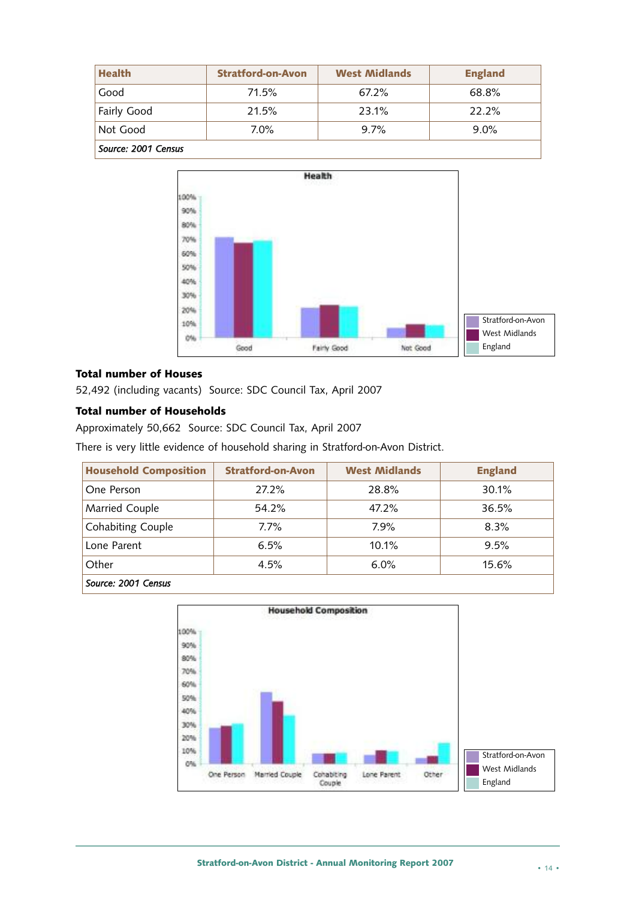| Health | Stratford-on-Avon | West Midlands | England |
|---|---|---|---|
| Good | 71.5% | 67.2% | 68.8% |
| Fairly Good | 21.5% | 23.1% | 22.2% |
| Not Good | 7.0% | 9.7% | 9.0% |
| *Source: 2001 Census* | | | |

**Total number of Houses**

52,492 (including vacants) Source: SDC Council Tax, April 2007

**Total number of Households**

Approximately 50,662 Source: SDC Council Tax, April 2007

There is very little evidence of household sharing in Stratford-on-Avon District.

| Household Composition | Stratford-on-Avon | West Midlands | England |
|---|---|---|---|
| One Person | 27.2% | 28.8% | 30.1% |
| Married Couple | 54.2% | 47.2% | 36.5% |
| Cohabiting Couple | 7.7% | 7.9% | 8.3% |
| Lone Parent | 6.5% | 10.1% | 9.5% |
| Other | 4.5% | 6.0% | 15.6% |
| *Source: 2001 Census* | | | |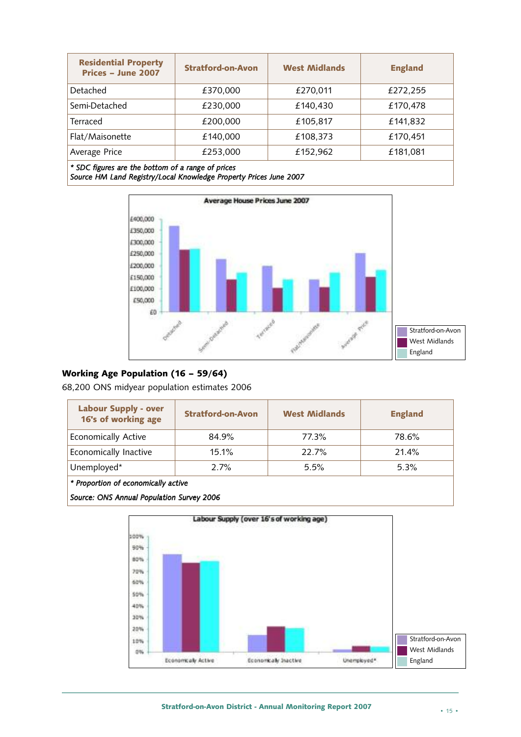| Residential Property Prices – June 2007 | Stratford-on-Avon | West Midlands | England |
|---|---|---|---|
| Detached | £370,000 | £270,011 | £272,255 |
| Semi-Detached | £230,000 | £140,430 | £170,478 |
| Terraced | £200,000 | £105,817 | £141,832 |
| Flat/Maisonette | £140,000 | £108,373 | £170,451 |
| Average Price | £253,000 | £152,962 | £181,081 |

*\* SDC figures are the bottom of a range of prices*
*Source HM Land Registry/Local Knowledge Property Prices June 2007*

**Average House Prices June 2007**

### Working Age Population (16 – 59/64)

68,200 ONS midyear population estimates 2006

| Labour Supply - over 16's of working age | Stratford-on-Avon | West Midlands | England |
|---|---|---|---|
| Economically Active | 84.9% | 77.3% | 78.6% |
| Economically Inactive | 15.1% | 22.7% | 21.4% |
| Unemployed* | 2.7% | 5.5% | 5.3% |

*\* Proportion of economically active*

*Source: ONS Annual Population Survey 2006*

**Labour Supply (over 16's of working age)**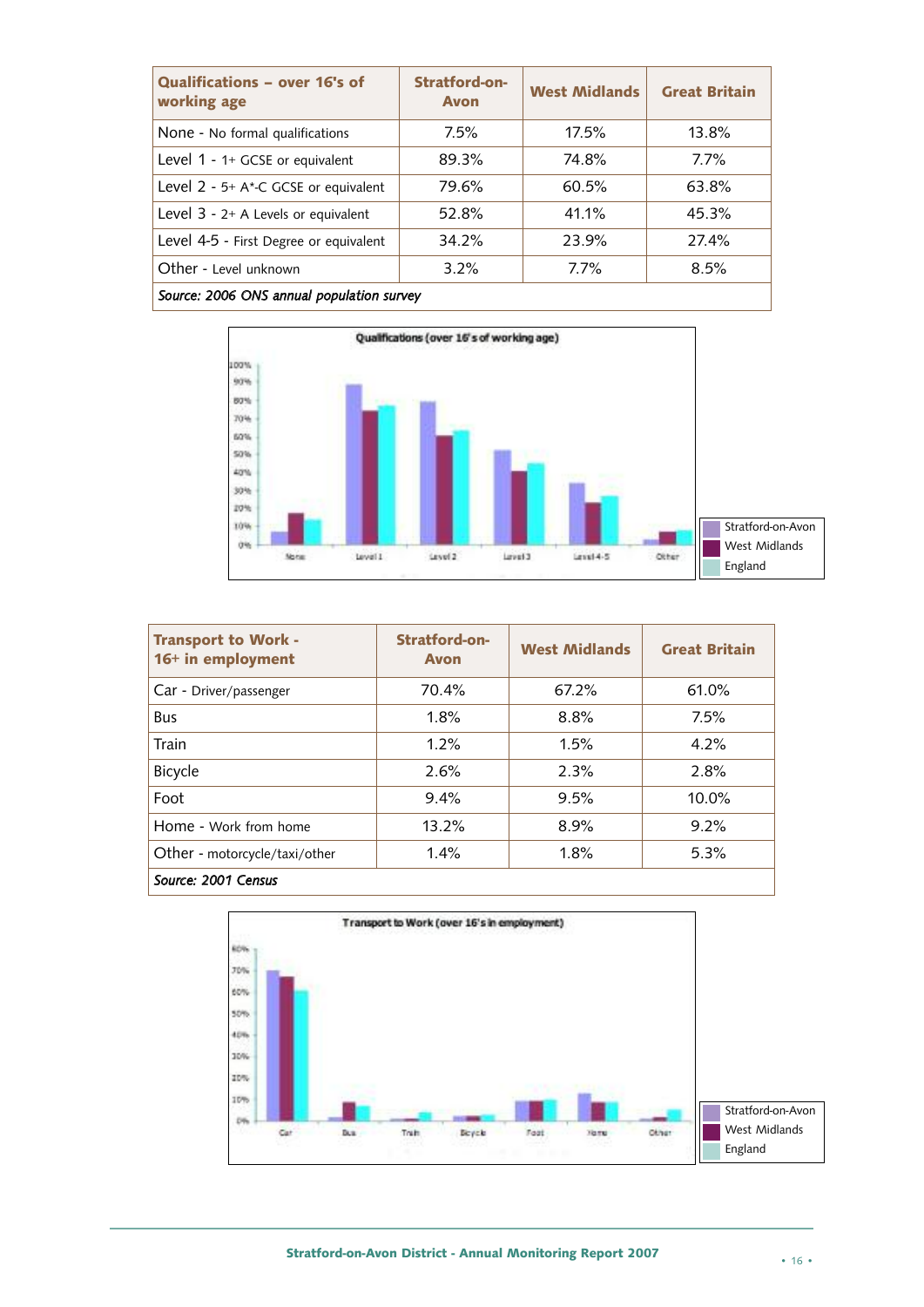| Qualifications – over 16's of working age | Stratford-on-Avon | West Midlands | Great Britain |
|---|---|---|---|
| None - No formal qualifications | 7.5% | 17.5% | 13.8% |
| Level 1 - 1+ GCSE or equivalent | 89.3% | 74.8% | 7.7% |
| Level 2 - 5+ A*-C GCSE or equivalent | 79.6% | 60.5% | 63.8% |
| Level 3 - 2+ A Levels or equivalent | 52.8% | 41.1% | 45.3% |
| Level 4-5 - First Degree or equivalent | 34.2% | 23.9% | 27.4% |
| Other - Level unknown | 3.2% | 7.7% | 8.5% |
| *Source: 2006 ONS annual population survey* | | | |

Qualifications (over 16's of working age)

Stratford-on-Avon | West Midlands | England

| Transport to Work - 16+ in employment | Stratford-on-Avon | West Midlands | Great Britain |
|---|---|---|---|
| Car - Driver/passenger | 70.4% | 67.2% | 61.0% |
| Bus | 1.8% | 8.8% | 7.5% |
| Train | 1.2% | 1.5% | 4.2% |
| Bicycle | 2.6% | 2.3% | 2.8% |
| Foot | 9.4% | 9.5% | 10.0% |
| Home - Work from home | 13.2% | 8.9% | 9.2% |
| Other - motorcycle/taxi/other | 1.4% | 1.8% | 5.3% |
| *Source: 2001 Census* | | | |

Transport to Work (over 16's in employment)

Stratford-on-Avon | West Midlands | England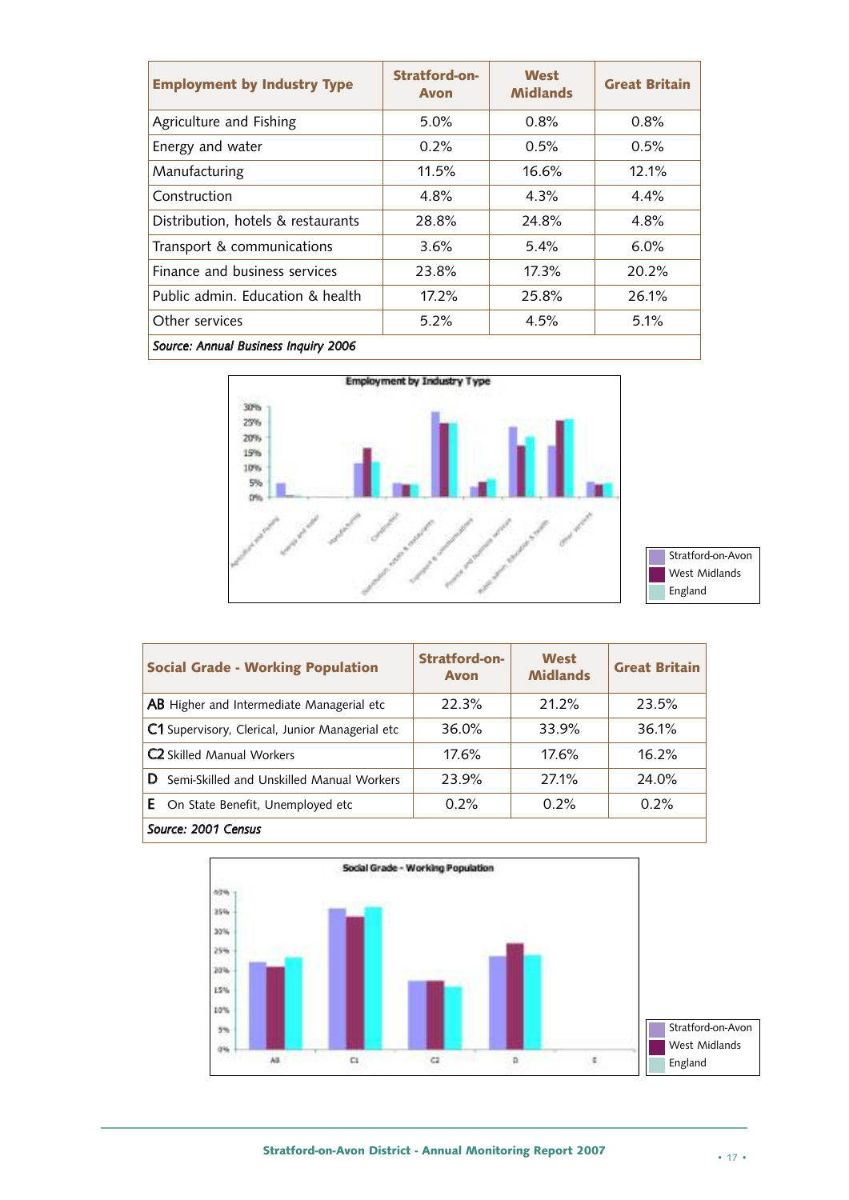| Employment by Industry Type | Stratford-on-Avon | West Midlands | Great Britain |
|---|---|---|---|
| Agriculture and Fishing | 5.0% | 0.8% | 0.8% |
| Energy and water | 0.2% | 0.5% | 0.5% |
| Manufacturing | 11.5% | 16.6% | 12.1% |
| Construction | 4.8% | 4.3% | 4.4% |
| Distribution, hotels & restaurants | 28.8% | 24.8% | 4.8% |
| Transport & communications | 3.6% | 5.4% | 6.0% |
| Finance and business services | 23.8% | 17.3% | 20.2% |
| Public admin. Education & health | 17.2% | 25.8% | 26.1% |
| Other services | 5.2% | 4.5% | 5.1% |
| *Source: Annual Business Inquiry 2006* | | | |

| Social Grade - Working Population | Stratford-on-Avon | West Midlands | Great Britain |
|---|---|---|---|
| **AB** Higher and Intermediate Managerial etc | 22.3% | 21.2% | 23.5% |
| **C1** Supervisory, Clerical, Junior Managerial etc | 36.0% | 33.9% | 36.1% |
| **C2** Skilled Manual Workers | 17.6% | 17.6% | 16.2% |
| **D** Semi-Skilled and Unskilled Manual Workers | 23.9% | 27.1% | 24.0% |
| **E** On State Benefit, Unemployed etc | 0.2% | 0.2% | 0.2% |
| *Source: 2001 Census* | | | |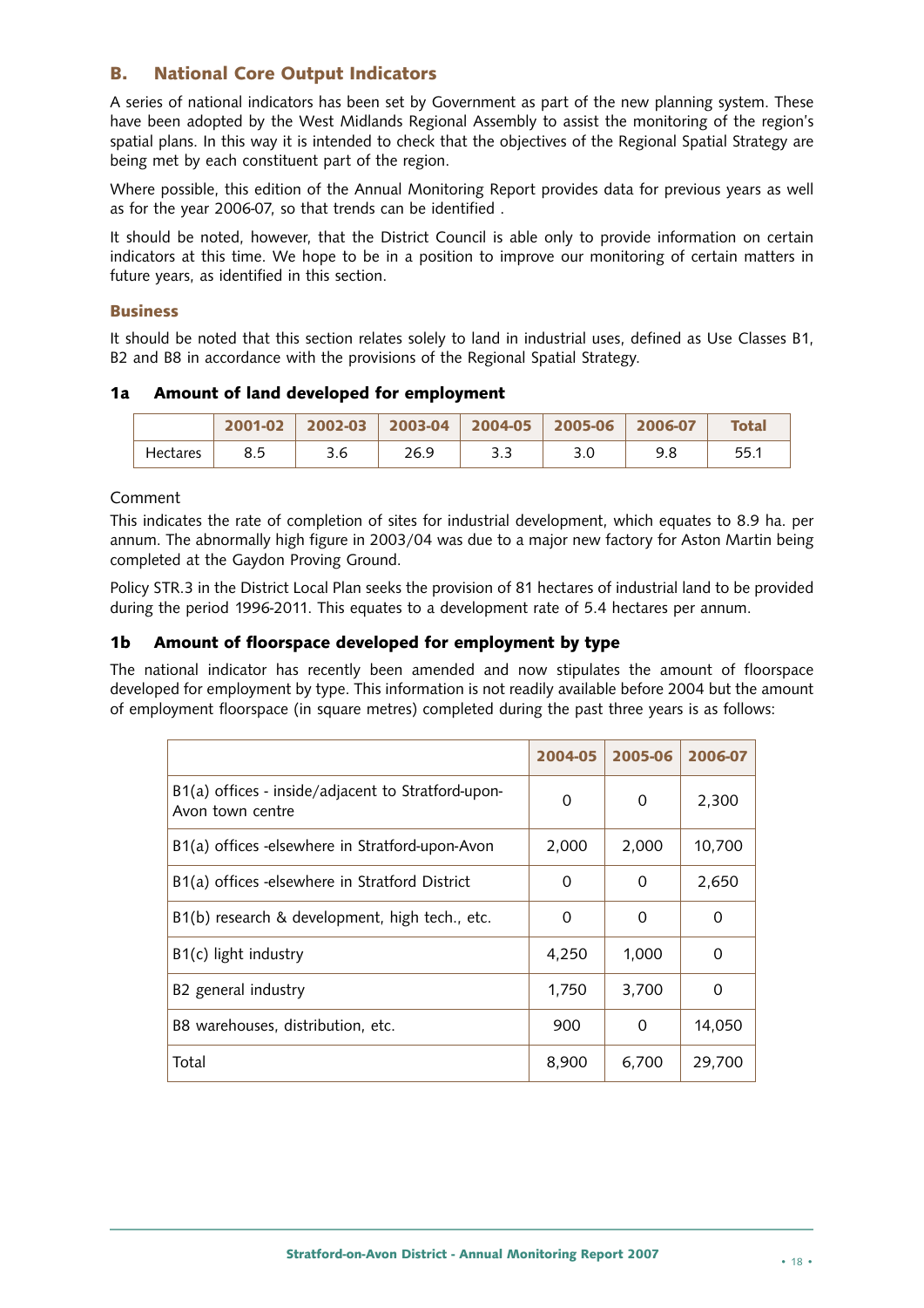## B. National Core Output Indicators

A series of national indicators has been set by Government as part of the new planning system. These have been adopted by the West Midlands Regional Assembly to assist the monitoring of the region's spatial plans. In this way it is intended to check that the objectives of the Regional Spatial Strategy are being met by each constituent part of the region.

Where possible, this edition of the Annual Monitoring Report provides data for previous years as well as for the year 2006-07, so that trends can be identified .

It should be noted, however, that the District Council is able only to provide information on certain indicators at this time. We hope to be in a position to improve our monitoring of certain matters in future years, as identified in this section.

### Business

It should be noted that this section relates solely to land in industrial uses, defined as Use Classes B1, B2 and B8 in accordance with the provisions of the Regional Spatial Strategy.

#### 1a Amount of land developed for employment

| | 2001-02 | 2002-03 | 2003-04 | 2004-05 | 2005-06 | 2006-07 | Total |
|---|---|---|---|---|---|---|---|
| Hectares | 8.5 | 3.6 | 26.9 | 3.3 | 3.0 | 9.8 | 55.1 |

Comment

This indicates the rate of completion of sites for industrial development, which equates to 8.9 ha. per annum. The abnormally high figure in 2003/04 was due to a major new factory for Aston Martin being completed at the Gaydon Proving Ground.

Policy STR.3 in the District Local Plan seeks the provision of 81 hectares of industrial land to be provided during the period 1996-2011. This equates to a development rate of 5.4 hectares per annum.

#### 1b Amount of floorspace developed for employment by type

The national indicator has recently been amended and now stipulates the amount of floorspace developed for employment by type. This information is not readily available before 2004 but the amount of employment floorspace (in square metres) completed during the past three years is as follows:

| | 2004-05 | 2005-06 | 2006-07 |
|---|---|---|---|
| B1(a) offices - inside/adjacent to Stratford-upon-Avon town centre | 0 | 0 | 2,300 |
| B1(a) offices -elsewhere in Stratford-upon-Avon | 2,000 | 2,000 | 10,700 |
| B1(a) offices -elsewhere in Stratford District | 0 | 0 | 2,650 |
| B1(b) research & development, high tech., etc. | 0 | 0 | 0 |
| B1(c) light industry | 4,250 | 1,000 | 0 |
| B2 general industry | 1,750 | 3,700 | 0 |
| B8 warehouses, distribution, etc. | 900 | 0 | 14,050 |
| Total | 8,900 | 6,700 | 29,700 |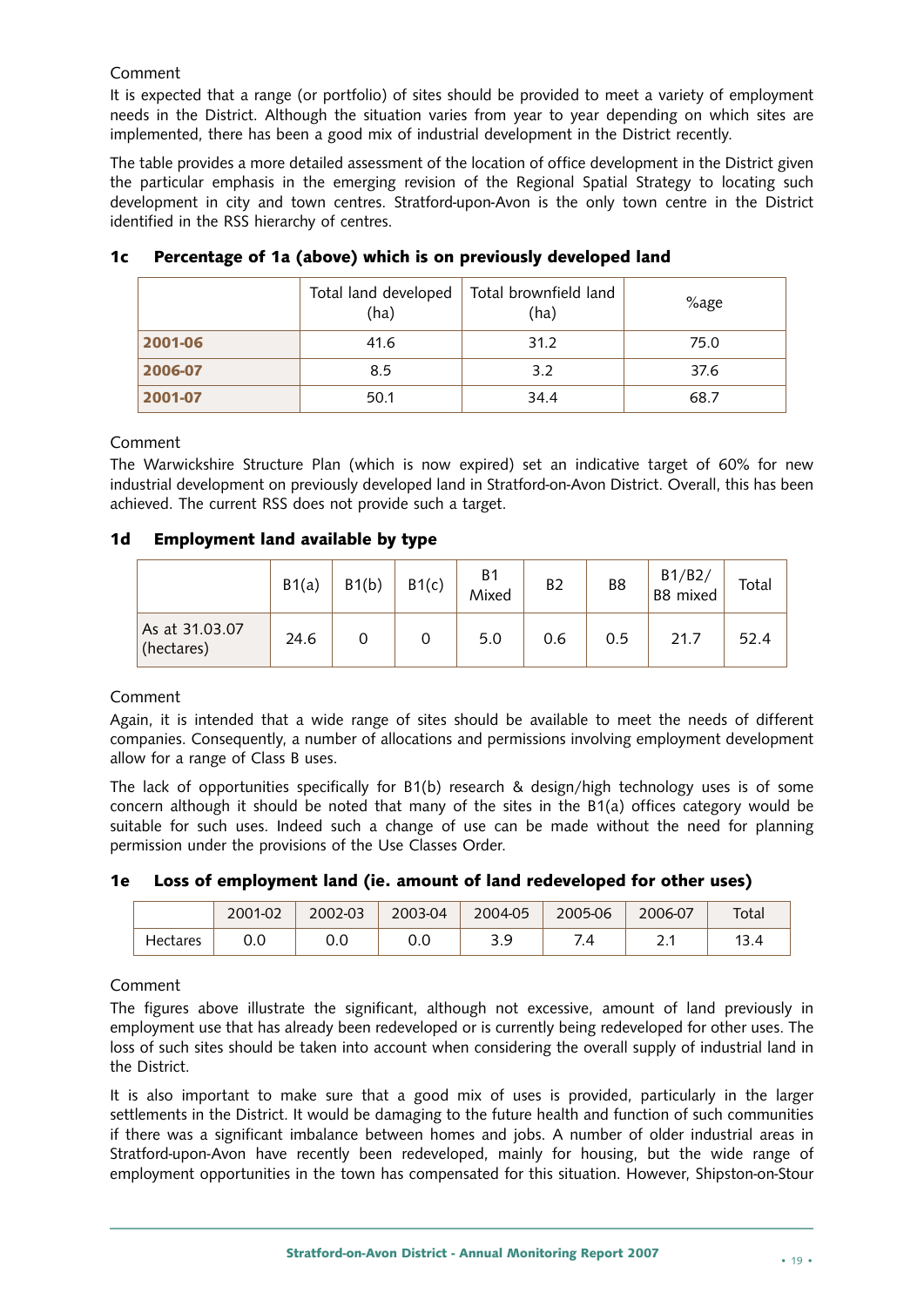Comment

It is expected that a range (or portfolio) of sites should be provided to meet a variety of employment needs in the District. Although the situation varies from year to year depending on which sites are implemented, there has been a good mix of industrial development in the District recently.

The table provides a more detailed assessment of the location of office development in the District given the particular emphasis in the emerging revision of the Regional Spatial Strategy to locating such development in city and town centres. Stratford-upon-Avon is the only town centre in the District identified in the RSS hierarchy of centres.

### 1c Percentage of 1a (above) which is on previously developed land

| | Total land developed (ha) | Total brownfield land (ha) | %age |
|---|---|---|---|
| **2001-06** | 41.6 | 31.2 | 75.0 |
| **2006-07** | 8.5 | 3.2 | 37.6 |
| **2001-07** | 50.1 | 34.4 | 68.7 |

Comment

The Warwickshire Structure Plan (which is now expired) set an indicative target of 60% for new industrial development on previously developed land in Stratford-on-Avon District. Overall, this has been achieved. The current RSS does not provide such a target.

### 1d Employment land available by type

| | B1(a) | B1(b) | B1(c) | B1 Mixed | B2 | B8 | B1/B2/ B8 mixed | Total |
|---|---|---|---|---|---|---|---|---|
| As at 31.03.07 (hectares) | 24.6 | 0 | 0 | 5.0 | 0.6 | 0.5 | 21.7 | 52.4 |

Comment

Again, it is intended that a wide range of sites should be available to meet the needs of different companies. Consequently, a number of allocations and permissions involving employment development allow for a range of Class B uses.

The lack of opportunities specifically for B1(b) research & design/high technology uses is of some concern although it should be noted that many of the sites in the B1(a) offices category would be suitable for such uses. Indeed such a change of use can be made without the need for planning permission under the provisions of the Use Classes Order.

### 1e Loss of employment land (ie. amount of land redeveloped for other uses)

| | 2001-02 | 2002-03 | 2003-04 | 2004-05 | 2005-06 | 2006-07 | Total |
|---|---|---|---|---|---|---|---|
| Hectares | 0.0 | 0.0 | 0.0 | 3.9 | 7.4 | 2.1 | 13.4 |

Comment

The figures above illustrate the significant, although not excessive, amount of land previously in employment use that has already been redeveloped or is currently being redeveloped for other uses. The loss of such sites should be taken into account when considering the overall supply of industrial land in the District.

It is also important to make sure that a good mix of uses is provided, particularly in the larger settlements in the District. It would be damaging to the future health and function of such communities if there was a significant imbalance between homes and jobs. A number of older industrial areas in Stratford-upon-Avon have recently been redeveloped, mainly for housing, but the wide range of employment opportunities in the town has compensated for this situation. However, Shipston-on-Stour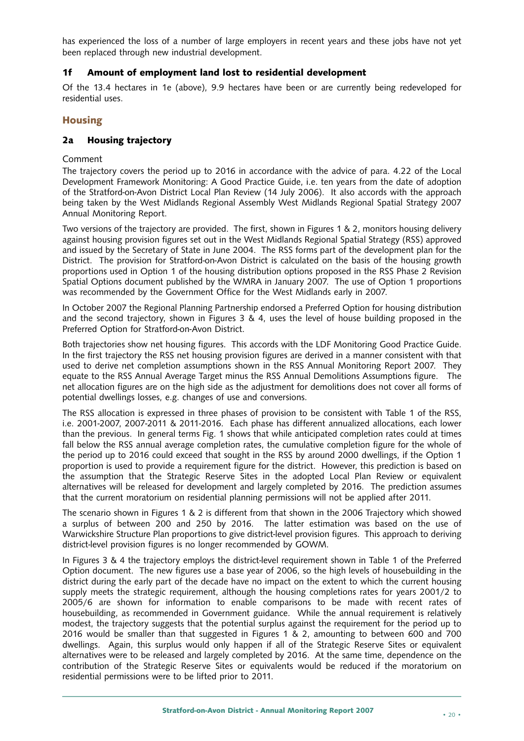has experienced the loss of a number of large employers in recent years and these jobs have not yet been replaced through new industrial development.

### 1f Amount of employment land lost to residential development

Of the 13.4 hectares in 1e (above), 9.9 hectares have been or are currently being redeveloped for residential uses.

## Housing

### 2a Housing trajectory

Comment

The trajectory covers the period up to 2016 in accordance with the advice of para. 4.22 of the Local Development Framework Monitoring: A Good Practice Guide, i.e. ten years from the date of adoption of the Stratford-on-Avon District Local Plan Review (14 July 2006). It also accords with the approach being taken by the West Midlands Regional Assembly West Midlands Regional Spatial Strategy 2007 Annual Monitoring Report.

Two versions of the trajectory are provided. The first, shown in Figures 1 & 2, monitors housing delivery against housing provision figures set out in the West Midlands Regional Spatial Strategy (RSS) approved and issued by the Secretary of State in June 2004. The RSS forms part of the development plan for the District. The provision for Stratford-on-Avon District is calculated on the basis of the housing growth proportions used in Option 1 of the housing distribution options proposed in the RSS Phase 2 Revision Spatial Options document published by the WMRA in January 2007. The use of Option 1 proportions was recommended by the Government Office for the West Midlands early in 2007.

In October 2007 the Regional Planning Partnership endorsed a Preferred Option for housing distribution and the second trajectory, shown in Figures 3 & 4, uses the level of house building proposed in the Preferred Option for Stratford-on-Avon District.

Both trajectories show net housing figures. This accords with the LDF Monitoring Good Practice Guide. In the first trajectory the RSS net housing provision figures are derived in a manner consistent with that used to derive net completion assumptions shown in the RSS Annual Monitoring Report 2007. They equate to the RSS Annual Average Target minus the RSS Annual Demolitions Assumptions figure. The net allocation figures are on the high side as the adjustment for demolitions does not cover all forms of potential dwellings losses, e.g. changes of use and conversions.

The RSS allocation is expressed in three phases of provision to be consistent with Table 1 of the RSS, i.e. 2001-2007, 2007-2011 & 2011-2016. Each phase has different annualized allocations, each lower than the previous. In general terms Fig. 1 shows that while anticipated completion rates could at times fall below the RSS annual average completion rates, the cumulative completion figure for the whole of the period up to 2016 could exceed that sought in the RSS by around 2000 dwellings, if the Option 1 proportion is used to provide a requirement figure for the district. However, this prediction is based on the assumption that the Strategic Reserve Sites in the adopted Local Plan Review or equivalent alternatives will be released for development and largely completed by 2016. The prediction assumes that the current moratorium on residential planning permissions will not be applied after 2011.

The scenario shown in Figures 1 & 2 is different from that shown in the 2006 Trajectory which showed a surplus of between 200 and 250 by 2016. The latter estimation was based on the use of Warwickshire Structure Plan proportions to give district-level provision figures. This approach to deriving district-level provision figures is no longer recommended by GOWM.

In Figures 3 & 4 the trajectory employs the district-level requirement shown in Table 1 of the Preferred Option document. The new figures use a base year of 2006, so the high levels of housebuilding in the district during the early part of the decade have no impact on the extent to which the current housing supply meets the strategic requirement, although the housing completions rates for years 2001/2 to 2005/6 are shown for information to enable comparisons to be made with recent rates of housebuilding, as recommended in Government guidance. While the annual requirement is relatively modest, the trajectory suggests that the potential surplus against the requirement for the period up to 2016 would be smaller than that suggested in Figures 1 & 2, amounting to between 600 and 700 dwellings. Again, this surplus would only happen if all of the Strategic Reserve Sites or equivalent alternatives were to be released and largely completed by 2016. At the same time, dependence on the contribution of the Strategic Reserve Sites or equivalents would be reduced if the moratorium on residential permissions were to be lifted prior to 2011.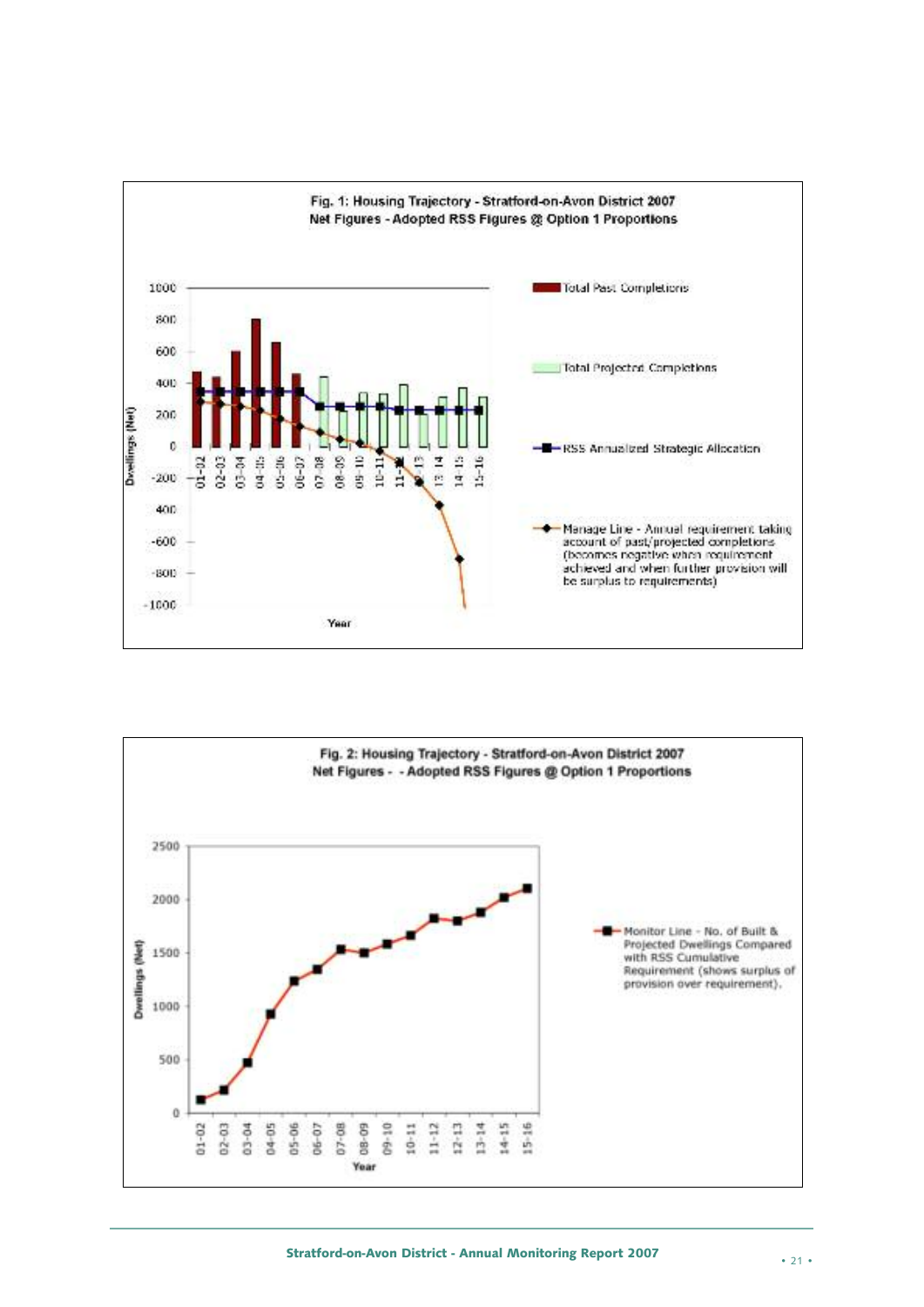**Fig. 1: Housing Trajectory - Stratford-on-Avon District 2007**
**Net Figures - Adopted RSS Figures @ Option 1 Proportions**

- Total Past Completions
- Total Projected Completions
- RSS Annualized Strategic Allocation
- Manage Line - Annual requirement taking account of past/projected completions (becomes negative when requirement achieved and when further provision will be surplus to requirements)

**Fig. 2: Housing Trajectory - Stratford-on-Avon District 2007**
**Net Figures - - Adopted RSS Figures @ Option 1 Proportions**

- Monitor Line - No. of Built & Projected Dwellings Compared with RSS Cumulative Requirement (shows surplus of provision over requirement).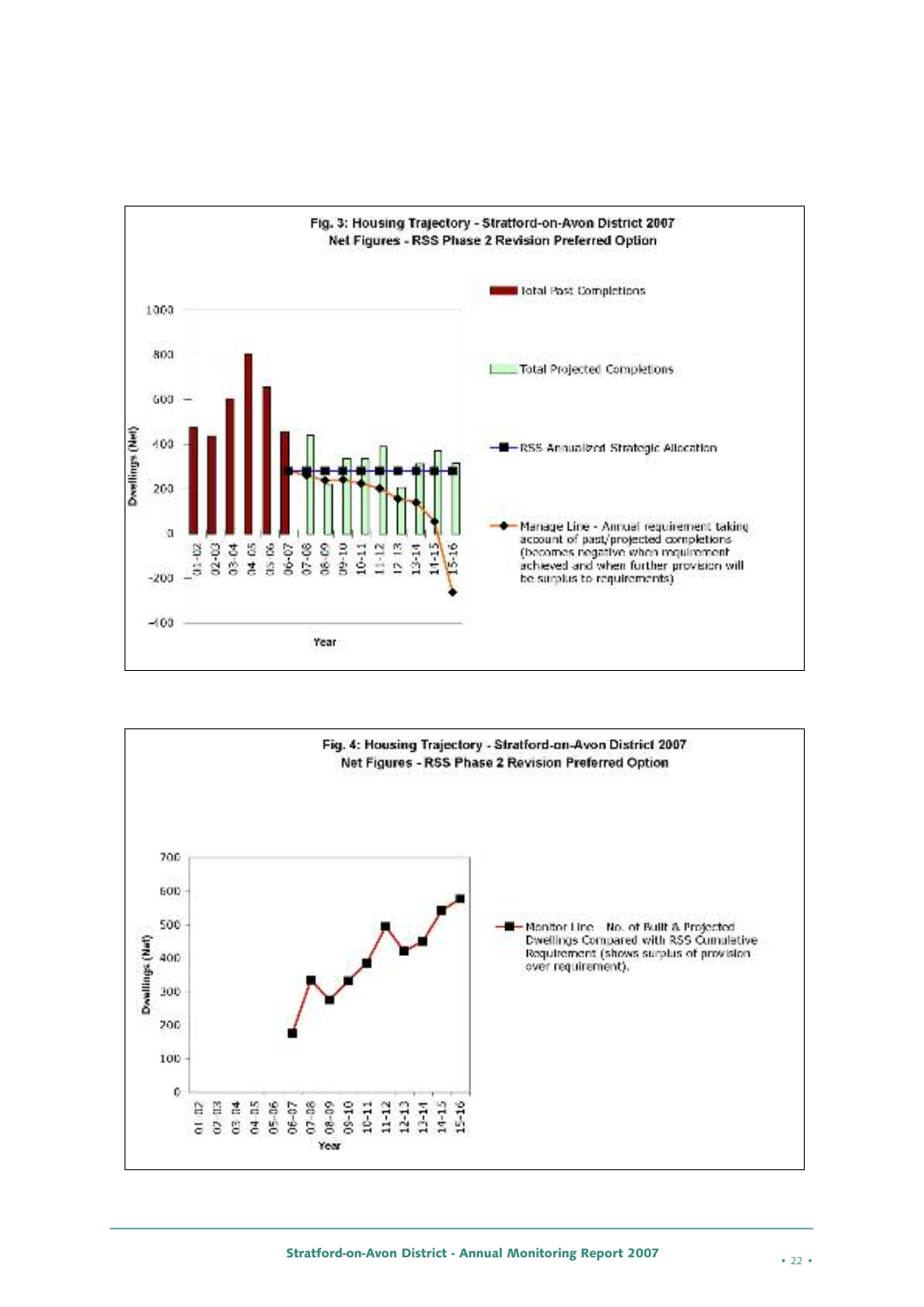**Fig. 3: Housing Trajectory - Stratford-on-Avon District 2007**
**Net Figures - RSS Phase 2 Revision Preferred Option**

- Total Past Completions
- Total Projected Completions
- RSS Annualized Strategic Allocation
- Manage Line - Annual requirement taking account of past/projected completions (becomes negative when requirement achieved and when further provision will be surplus to requirements)

Dwellings (Net)

Year

**Fig. 4: Housing Trajectory - Stratford-on-Avon District 2007**
**Net Figures - RSS Phase 2 Revision Preferred Option**

- Monitor Line - No. of Built & Projected Dwellings Compared with RSS Cumulative Requirement (shows surplus of provision over requirement).

Dwellings (Net)

Year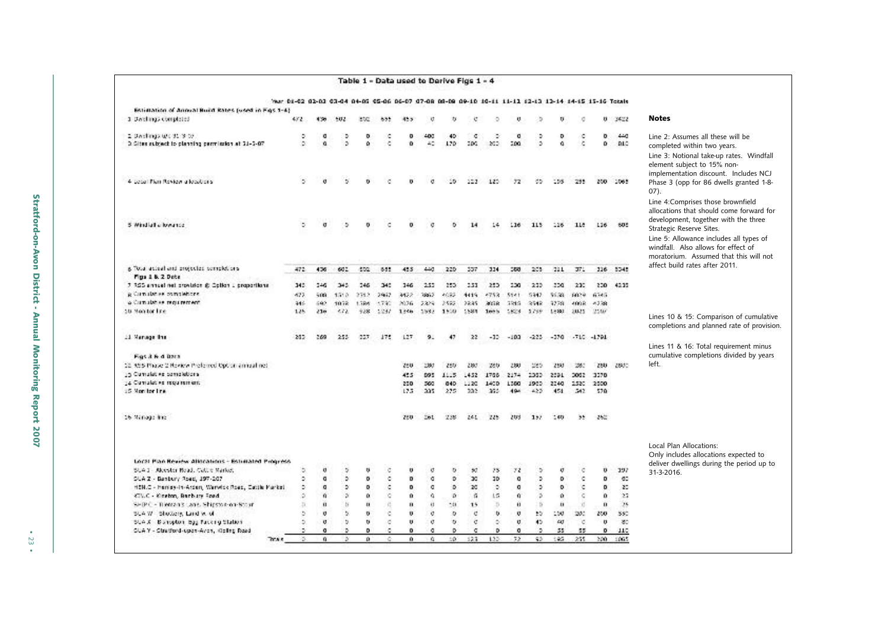# Table 1 - Data used to Derive Figs 1 - 4

| | 01-02 | 02-03 | 03-04 | 04-05 | 05-06 | 06-07 | 07-08 | 08-09 | 09-10 | 10-11 | 11-12 | 12-13 | 13-14 | 14-15 | 15-16 | Totals |
|---|---|---|---|---|---|---|---|---|---|---|---|---|---|---|---|---|
| **Estimation of Annual Build Rates (used in Figs 1-4)** | | | | | | | | | | | | | | | | |
| 1 Dwellings completed | 472 | 436 | 502 | 502 | 655 | 455 | 0 | 0 | 0 | 0 | 0 | 0 | 0 | 0 | 0 | 3422 |
| 2 Dwellings u/c 31-3-07 | 0 | 0 | 0 | 0 | 0 | 0 | 400 | 40 | 0 | 0 | 0 | 0 | 0 | 0 | 0 | 440 |
| 3 Sites subject to planning permission at 31-3-07 | 0 | 0 | 0 | 0 | 0 | 0 | 40 | 170 | 200 | 200 | 200 | 0 | 0 | 0 | 0 | 810 |
| 4 Local Plan Review allocations | 0 | 0 | 0 | 0 | 0 | 0 | 0 | 10 | 123 | 120 | 72 | 60 | 155 | 295 | 200 | 1065 |
| 5 Windfall allowance | 0 | 0 | 0 | 0 | 0 | 0 | 0 | 0 | 14 | 14 | 116 | 115 | 116 | 116 | 116 | 605 |
| 6 Total actual and projected completions | 472 | 436 | 602 | 502 | 655 | 455 | 440 | 220 | 337 | 334 | 388 | 205 | 311 | 371 | 316 | 5345 |
| **Figs 1 & 2 Data** | | | | | | | | | | | | | | | | |
| 7 RSS annual net provision @ Option 1 proportions | 346 | 346 | 346 | 346 | 346 | 346 | 253 | 253 | 253 | 253 | 230 | 230 | 230 | 230 | 230 | 4235 |
| 8 Cumulative completions | 472 | 908 | 1510 | 2012 | 2667 | 3122 | 3562 | 4082 | 4419 | 4753 | 5141 | 5342 | 5638 | 6029 | 6345 | |
| 9 Cumulative requirement | 346 | 692 | 1038 | 1384 | 1730 | 2076 | 2329 | 2582 | 2835 | 3088 | 3318 | 3548 | 3778 | 4008 | 4238 | |
| 10 Monitor line | 126 | 216 | 472 | 628 | 1237 | 1046 | 1533 | 1500 | 1584 | 1665 | 1823 | 1799 | 1880 | 2021 | 2107 | |
| 11 Manage line | 282 | 269 | 255 | 227 | 175 | 127 | 91 | 47 | 22 | -32 | -103 | -223 | -370 | -710 | -1791 | |
| **Figs 3 & 4 Data** | | | | | | | | | | | | | | | | |
| 12 RSS Phase 2 Review Preferred Option annual net | | | | | | 280 | 280 | 280 | 280 | 280 | 280 | 280 | 280 | 280 | 280 | 2800 |
| 13 Cumulative completions | | | | | | 455 | 895 | 1115 | 1452 | 1786 | 2174 | 2380 | 2691 | 3062 | 3378 | |
| 14 Cumulative requirement | | | | | | 280 | 560 | 840 | 1120 | 1400 | 1680 | 1960 | 2240 | 2520 | 2800 | |
| 15 Monitor line | | | | | | 175 | 335 | 275 | 332 | 386 | 494 | 420 | 451 | 542 | 578 | |
| 16 Manage line | | | | | | 280 | 261 | 238 | 241 | 225 | 203 | 157 | 140 | 55 | -262 | |
| **Local Plan Review Allocations - Estimated Progress** | | | | | | | | | | | | | | | | |
| SUA.1 - Alcester Road, Cattle Market | 0 | 0 | 0 | 0 | 0 | 0 | 0 | 0 | 50 | 75 | 72 | 0 | 0 | 0 | 0 | 197 |
| SUA.2 - Banbury Road, 197-207 | 0 | 0 | 0 | 0 | 0 | 0 | 0 | 0 | 30 | 30 | 0 | 0 | 0 | 0 | 0 | 60 |
| HEN.C - Henley-in-Arden, Warwick Road, Cattle Market | 0 | 0 | 0 | 0 | 0 | 0 | 0 | 0 | 30 | 0 | 0 | 0 | 0 | 0 | 0 | 30 |
| KIN.C - Kineton, Banbury Road | 0 | 0 | 0 | 0 | 0 | 0 | 0 | 0 | 8 | 15 | 0 | 0 | 0 | 0 | 0 | 23 |
| SHIP.C - Tilemans Lane, Shipston-on-Stour | 0 | 0 | 0 | 0 | 0 | 0 | 0 | 10 | 15 | 0 | 0 | 0 | 0 | 0 | 0 | 25 |
| SUA.W - Shottery, Land W. of | 0 | 0 | 0 | 0 | 0 | 0 | 0 | 0 | 0 | 0 | 0 | 50 | 150 | 200 | 200 | 550 |
| SUA.X - Bishopton, Egg Packing Station | 0 | 0 | 0 | 0 | 0 | 0 | 0 | 0 | 0 | 0 | 0 | 40 | 40 | 0 | 0 | 80 |
| SUA.Y - Stratford-upon-Avon, Kipling Road | 0 | 0 | 0 | 0 | 0 | 0 | 0 | 0 | 0 | 0 | 0 | 0 | 55 | 55 | 0 | 110 |
| Totals | 0 | 0 | 0 | 0 | 0 | 0 | 0 | 10 | 123 | 120 | 72 | 90 | 165 | 255 | 200 | 1065 |

## Notes

Line 2: Assumes all these will be completed within two years.

Line 3: Notional take-up rates. Windfall element subject to 15% non-implementation discount. Includes NCJ Phase 3 (opp for 86 dwells granted 1-8-07).

Line 4: Comprises those brownfield allocations that should come forward for development, together with the three Strategic Reserve Sites.

Line 5: Allowance includes all types of windfall. Also allows for effect of moratorium. Assumed that this will not affect build rates after 2011.

Lines 10 & 15: Comparison of cumulative completions and planned rate of provision.

Lines 11 & 16: Total requirement minus cumulative completions divided by years left.

Local Plan Allocations:
Only includes allocations expected to deliver dwellings during the period up to 31-3-2016.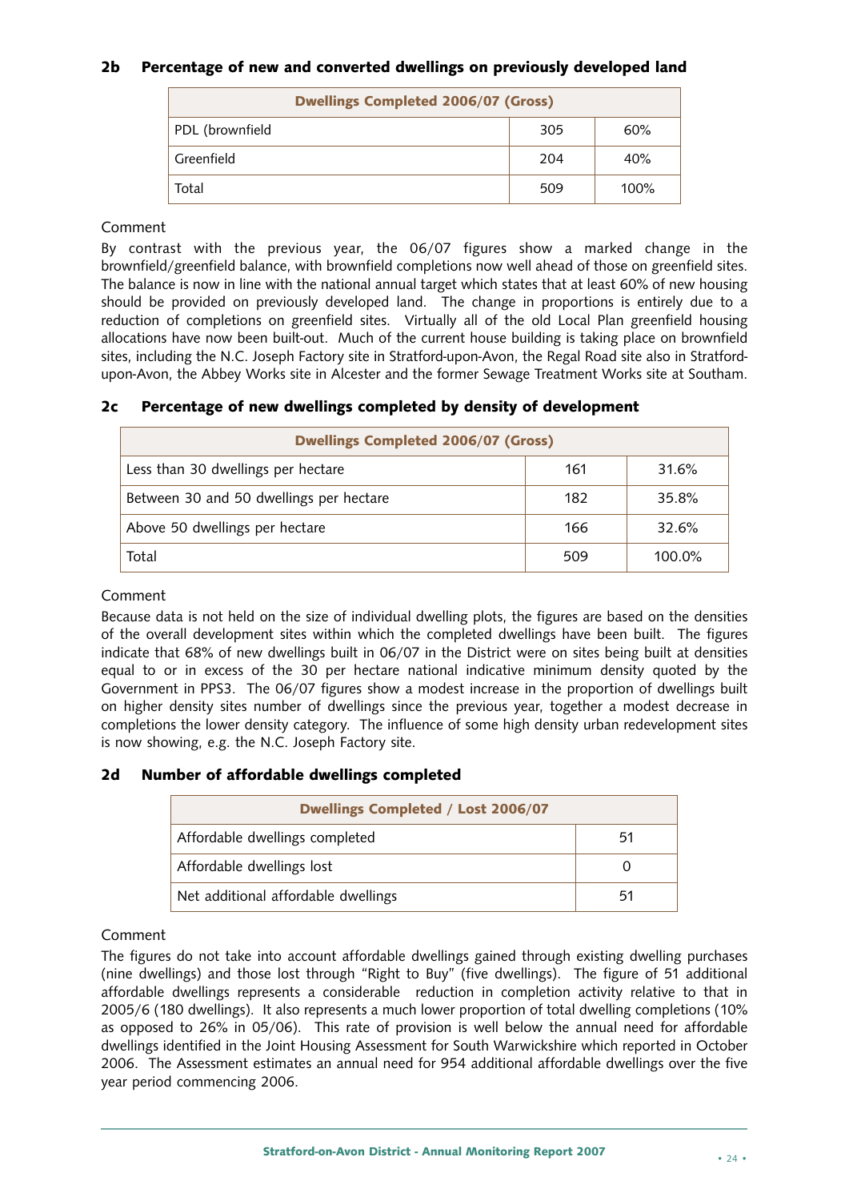## 2b Percentage of new and converted dwellings on previously developed land

| Dwellings Completed 2006/07 (Gross) | | |
|---|---|---|
| PDL (brownfield | 305 | 60% |
| Greenfield | 204 | 40% |
| Total | 509 | 100% |

Comment

By contrast with the previous year, the 06/07 figures show a marked change in the brownfield/greenfield balance, with brownfield completions now well ahead of those on greenfield sites. The balance is now in line with the national annual target which states that at least 60% of new housing should be provided on previously developed land. The change in proportions is entirely due to a reduction of completions on greenfield sites. Virtually all of the old Local Plan greenfield housing allocations have now been built-out. Much of the current house building is taking place on brownfield sites, including the N.C. Joseph Factory site in Stratford-upon-Avon, the Regal Road site also in Stratford-upon-Avon, the Abbey Works site in Alcester and the former Sewage Treatment Works site at Southam.

## 2c Percentage of new dwellings completed by density of development

| Dwellings Completed 2006/07 (Gross) | | |
|---|---|---|
| Less than 30 dwellings per hectare | 161 | 31.6% |
| Between 30 and 50 dwellings per hectare | 182 | 35.8% |
| Above 50 dwellings per hectare | 166 | 32.6% |
| Total | 509 | 100.0% |

Comment

Because data is not held on the size of individual dwelling plots, the figures are based on the densities of the overall development sites within which the completed dwellings have been built. The figures indicate that 68% of new dwellings built in 06/07 in the District were on sites being built at densities equal to or in excess of the 30 per hectare national indicative minimum density quoted by the Government in PPS3. The 06/07 figures show a modest increase in the proportion of dwellings built on higher density sites number of dwellings since the previous year, together a modest decrease in completions the lower density category. The influence of some high density urban redevelopment sites is now showing, e.g. the N.C. Joseph Factory site.

## 2d Number of affordable dwellings completed

| Dwellings Completed / Lost 2006/07 | |
|---|---|
| Affordable dwellings completed | 51 |
| Affordable dwellings lost | 0 |
| Net additional affordable dwellings | 51 |

Comment

The figures do not take into account affordable dwellings gained through existing dwelling purchases (nine dwellings) and those lost through "Right to Buy" (five dwellings). The figure of 51 additional affordable dwellings represents a considerable reduction in completion activity relative to that in 2005/6 (180 dwellings). It also represents a much lower proportion of total dwelling completions (10% as opposed to 26% in 05/06). This rate of provision is well below the annual need for affordable dwellings identified in the Joint Housing Assessment for South Warwickshire which reported in October 2006. The Assessment estimates an annual need for 954 additional affordable dwellings over the five year period commencing 2006.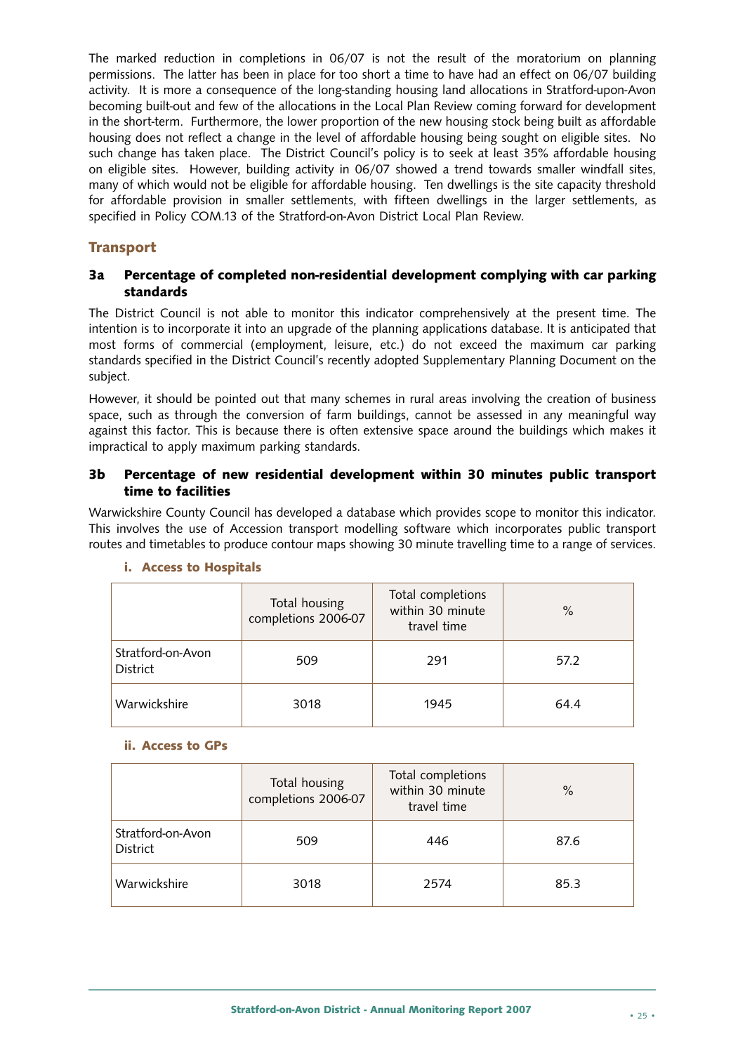The marked reduction in completions in 06/07 is not the result of the moratorium on planning permissions. The latter has been in place for too short a time to have had an effect on 06/07 building activity. It is more a consequence of the long-standing housing land allocations in Stratford-upon-Avon becoming built-out and few of the allocations in the Local Plan Review coming forward for development in the short-term. Furthermore, the lower proportion of the new housing stock being built as affordable housing does not reflect a change in the level of affordable housing being sought on eligible sites. No such change has taken place. The District Council's policy is to seek at least 35% affordable housing on eligible sites. However, building activity in 06/07 showed a trend towards smaller windfall sites, many of which would not be eligible for affordable housing. Ten dwellings is the site capacity threshold for affordable provision in smaller settlements, with fifteen dwellings in the larger settlements, as specified in Policy COM.13 of the Stratford-on-Avon District Local Plan Review.

## Transport

### 3a Percentage of completed non-residential development complying with car parking standards

The District Council is not able to monitor this indicator comprehensively at the present time. The intention is to incorporate it into an upgrade of the planning applications database. It is anticipated that most forms of commercial (employment, leisure, etc.) do not exceed the maximum car parking standards specified in the District Council's recently adopted Supplementary Planning Document on the subject.

However, it should be pointed out that many schemes in rural areas involving the creation of business space, such as through the conversion of farm buildings, cannot be assessed in any meaningful way against this factor. This is because there is often extensive space around the buildings which makes it impractical to apply maximum parking standards.

### 3b Percentage of new residential development within 30 minutes public transport time to facilities

Warwickshire County Council has developed a database which provides scope to monitor this indicator. This involves the use of Accession transport modelling software which incorporates public transport routes and timetables to produce contour maps showing 30 minute travelling time to a range of services.

#### i. Access to Hospitals

| | Total housing completions 2006-07 | Total completions within 30 minute travel time | % |
|---|---|---|---|
| Stratford-on-Avon District | 509 | 291 | 57.2 |
| Warwickshire | 3018 | 1945 | 64.4 |

#### ii. Access to GPs

| | Total housing completions 2006-07 | Total completions within 30 minute travel time | % |
|---|---|---|---|
| Stratford-on-Avon District | 509 | 446 | 87.6 |
| Warwickshire | 3018 | 2574 | 85.3 |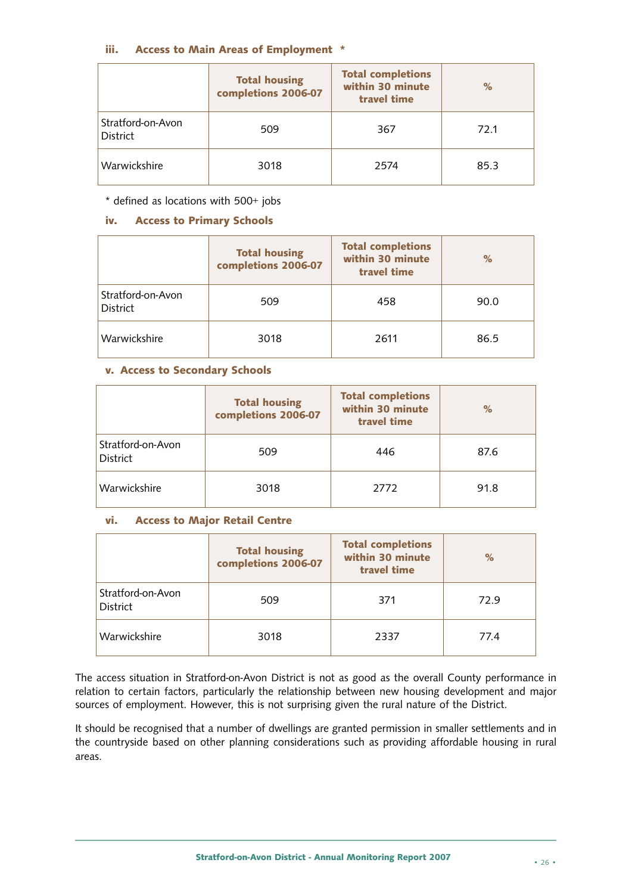### iii. Access to Main Areas of Employment *

| | Total housing completions 2006-07 | Total completions within 30 minute travel time | % |
|---|---|---|---|
| Stratford-on-Avon District | 509 | 367 | 72.1 |
| Warwickshire | 3018 | 2574 | 85.3 |

* defined as locations with 500+ jobs

### iv. Access to Primary Schools

| | Total housing completions 2006-07 | Total completions within 30 minute travel time | % |
|---|---|---|---|
| Stratford-on-Avon District | 509 | 458 | 90.0 |
| Warwickshire | 3018 | 2611 | 86.5 |

### v. Access to Secondary Schools

| | Total housing completions 2006-07 | Total completions within 30 minute travel time | % |
|---|---|---|---|
| Stratford-on-Avon District | 509 | 446 | 87.6 |
| Warwickshire | 3018 | 2772 | 91.8 |

### vi. Access to Major Retail Centre

| | Total housing completions 2006-07 | Total completions within 30 minute travel time | % |
|---|---|---|---|
| Stratford-on-Avon District | 509 | 371 | 72.9 |
| Warwickshire | 3018 | 2337 | 77.4 |

The access situation in Stratford-on-Avon District is not as good as the overall County performance in relation to certain factors, particularly the relationship between new housing development and major sources of employment. However, this is not surprising given the rural nature of the District.

It should be recognised that a number of dwellings are granted permission in smaller settlements and in the countryside based on other planning considerations such as providing affordable housing in rural areas.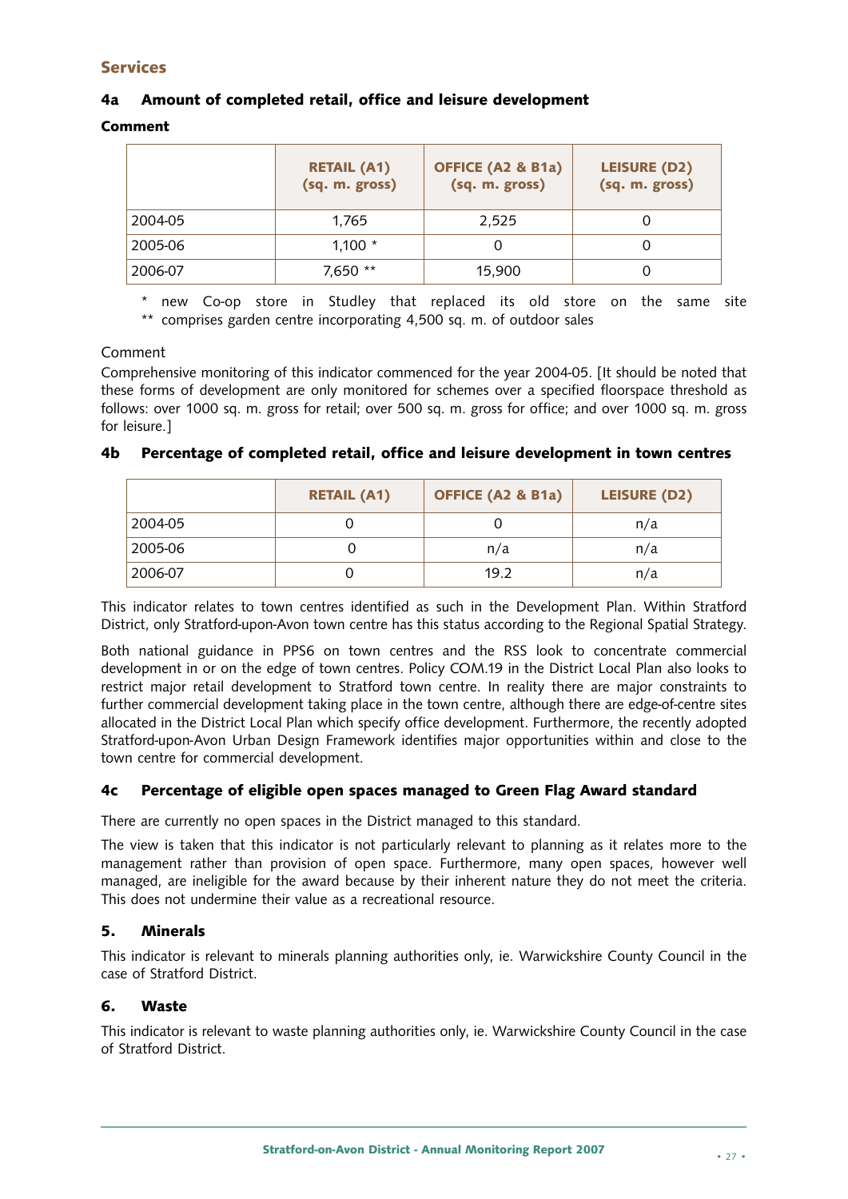## Services

### 4a Amount of completed retail, office and leisure development

**Comment**

| | RETAIL (A1) (sq. m. gross) | OFFICE (A2 & B1a) (sq. m. gross) | LEISURE (D2) (sq. m. gross) |
|---|---|---|---|
| 2004-05 | 1,765 | 2,525 | 0 |
| 2005-06 | 1,100 * | 0 | 0 |
| 2006-07 | 7,650 ** | 15,900 | 0 |

\* new Co-op store in Studley that replaced its old store on the same site
\*\* comprises garden centre incorporating 4,500 sq. m. of outdoor sales

Comment

Comprehensive monitoring of this indicator commenced for the year 2004-05. [It should be noted that these forms of development are only monitored for schemes over a specified floorspace threshold as follows: over 1000 sq. m. gross for retail; over 500 sq. m. gross for office; and over 1000 sq. m. gross for leisure.]

### 4b Percentage of completed retail, office and leisure development in town centres

| | RETAIL (A1) | OFFICE (A2 & B1a) | LEISURE (D2) |
|---|---|---|---|
| 2004-05 | 0 | 0 | n/a |
| 2005-06 | 0 | n/a | n/a |
| 2006-07 | 0 | 19.2 | n/a |

This indicator relates to town centres identified as such in the Development Plan. Within Stratford District, only Stratford-upon-Avon town centre has this status according to the Regional Spatial Strategy.

Both national guidance in PPS6 on town centres and the RSS look to concentrate commercial development in or on the edge of town centres. Policy COM.19 in the District Local Plan also looks to restrict major retail development to Stratford town centre. In reality there are major constraints to further commercial development taking place in the town centre, although there are edge-of-centre sites allocated in the District Local Plan which specify office development. Furthermore, the recently adopted Stratford-upon-Avon Urban Design Framework identifies major opportunities within and close to the town centre for commercial development.

### 4c Percentage of eligible open spaces managed to Green Flag Award standard

There are currently no open spaces in the District managed to this standard.

The view is taken that this indicator is not particularly relevant to planning as it relates more to the management rather than provision of open space. Furthermore, many open spaces, however well managed, are ineligible for the award because by their inherent nature they do not meet the criteria. This does not undermine their value as a recreational resource.

### 5. Minerals

This indicator is relevant to minerals planning authorities only, ie. Warwickshire County Council in the case of Stratford District.

### 6. Waste

This indicator is relevant to waste planning authorities only, ie. Warwickshire County Council in the case of Stratford District.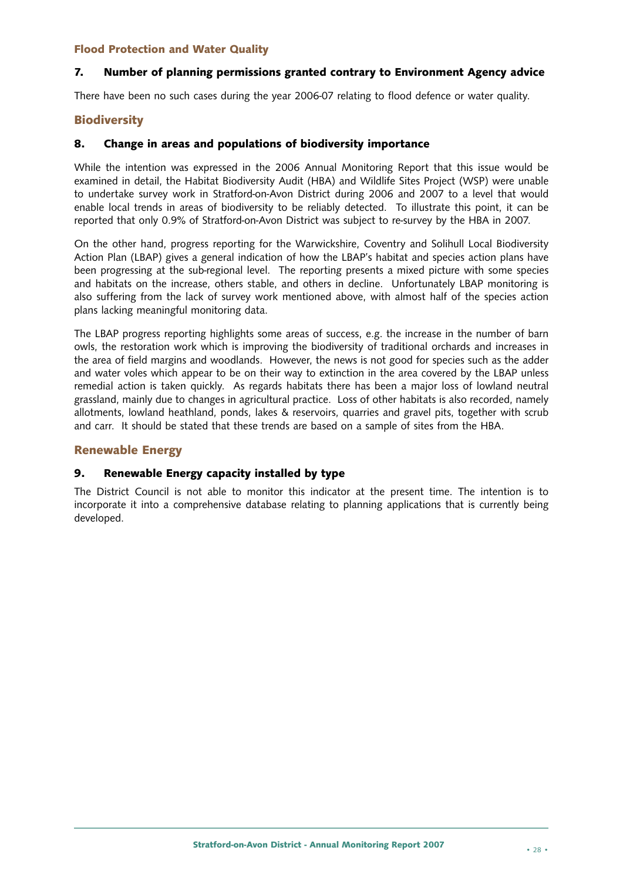## Flood Protection and Water Quality

### 7. Number of planning permissions granted contrary to Environment Agency advice

There have been no such cases during the year 2006-07 relating to flood defence or water quality.

## Biodiversity

### 8. Change in areas and populations of biodiversity importance

While the intention was expressed in the 2006 Annual Monitoring Report that this issue would be examined in detail, the Habitat Biodiversity Audit (HBA) and Wildlife Sites Project (WSP) were unable to undertake survey work in Stratford-on-Avon District during 2006 and 2007 to a level that would enable local trends in areas of biodiversity to be reliably detected. To illustrate this point, it can be reported that only 0.9% of Stratford-on-Avon District was subject to re-survey by the HBA in 2007.

On the other hand, progress reporting for the Warwickshire, Coventry and Solihull Local Biodiversity Action Plan (LBAP) gives a general indication of how the LBAP's habitat and species action plans have been progressing at the sub-regional level. The reporting presents a mixed picture with some species and habitats on the increase, others stable, and others in decline. Unfortunately LBAP monitoring is also suffering from the lack of survey work mentioned above, with almost half of the species action plans lacking meaningful monitoring data.

The LBAP progress reporting highlights some areas of success, e.g. the increase in the number of barn owls, the restoration work which is improving the biodiversity of traditional orchards and increases in the area of field margins and woodlands. However, the news is not good for species such as the adder and water voles which appear to be on their way to extinction in the area covered by the LBAP unless remedial action is taken quickly. As regards habitats there has been a major loss of lowland neutral grassland, mainly due to changes in agricultural practice. Loss of other habitats is also recorded, namely allotments, lowland heathland, ponds, lakes & reservoirs, quarries and gravel pits, together with scrub and carr. It should be stated that these trends are based on a sample of sites from the HBA.

## Renewable Energy

### 9. Renewable Energy capacity installed by type

The District Council is not able to monitor this indicator at the present time. The intention is to incorporate it into a comprehensive database relating to planning applications that is currently being developed.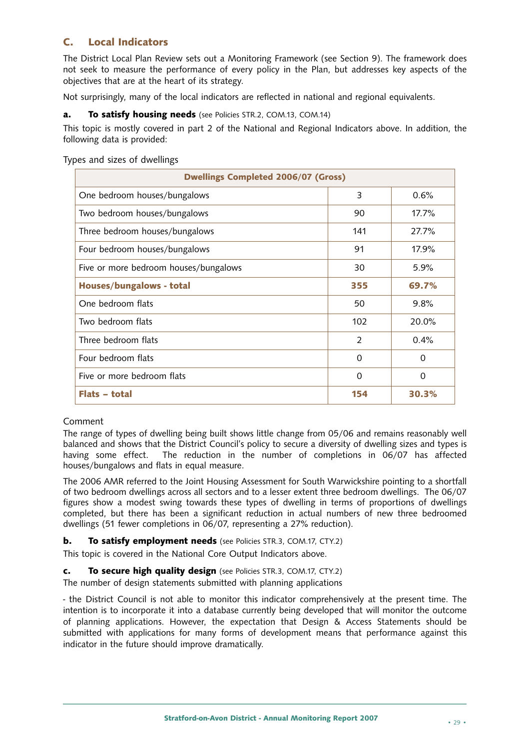## C. Local Indicators

The District Local Plan Review sets out a Monitoring Framework (see Section 9). The framework does not seek to measure the performance of every policy in the Plan, but addresses key aspects of the objectives that are at the heart of its strategy.

Not surprisingly, many of the local indicators are reflected in national and regional equivalents.

### a. To satisfy housing needs (see Policies STR.2, COM.13, COM.14)

This topic is mostly covered in part 2 of the National and Regional Indicators above. In addition, the following data is provided:

Types and sizes of dwellings

| Dwellings Completed 2006/07 (Gross) | | |
|---|---|---|
| One bedroom houses/bungalows | 3 | 0.6% |
| Two bedroom houses/bungalows | 90 | 17.7% |
| Three bedroom houses/bungalows | 141 | 27.7% |
| Four bedroom houses/bungalows | 91 | 17.9% |
| Five or more bedroom houses/bungalows | 30 | 5.9% |
| **Houses/bungalows - total** | **355** | **69.7%** |
| One bedroom flats | 50 | 9.8% |
| Two bedroom flats | 102 | 20.0% |
| Three bedroom flats | 2 | 0.4% |
| Four bedroom flats | 0 | 0 |
| Five or more bedroom flats | 0 | 0 |
| **Flats – total** | **154** | **30.3%** |

Comment

The range of types of dwelling being built shows little change from 05/06 and remains reasonably well balanced and shows that the District Council's policy to secure a diversity of dwelling sizes and types is having some effect. The reduction in the number of completions in 06/07 has affected houses/bungalows and flats in equal measure.

The 2006 AMR referred to the Joint Housing Assessment for South Warwickshire pointing to a shortfall of two bedroom dwellings across all sectors and to a lesser extent three bedroom dwellings. The 06/07 figures show a modest swing towards these types of dwelling in terms of proportions of dwellings completed, but there has been a significant reduction in actual numbers of new three bedroomed dwellings (51 fewer completions in 06/07, representing a 27% reduction).

### b. To satisfy employment needs (see Policies STR.3, COM.17, CTY.2)

This topic is covered in the National Core Output Indicators above.

### c. To secure high quality design (see Policies STR.3, COM.17, CTY.2)

The number of design statements submitted with planning applications

- the District Council is not able to monitor this indicator comprehensively at the present time. The intention is to incorporate it into a database currently being developed that will monitor the outcome of planning applications. However, the expectation that Design & Access Statements should be submitted with applications for many forms of development means that performance against this indicator in the future should improve dramatically.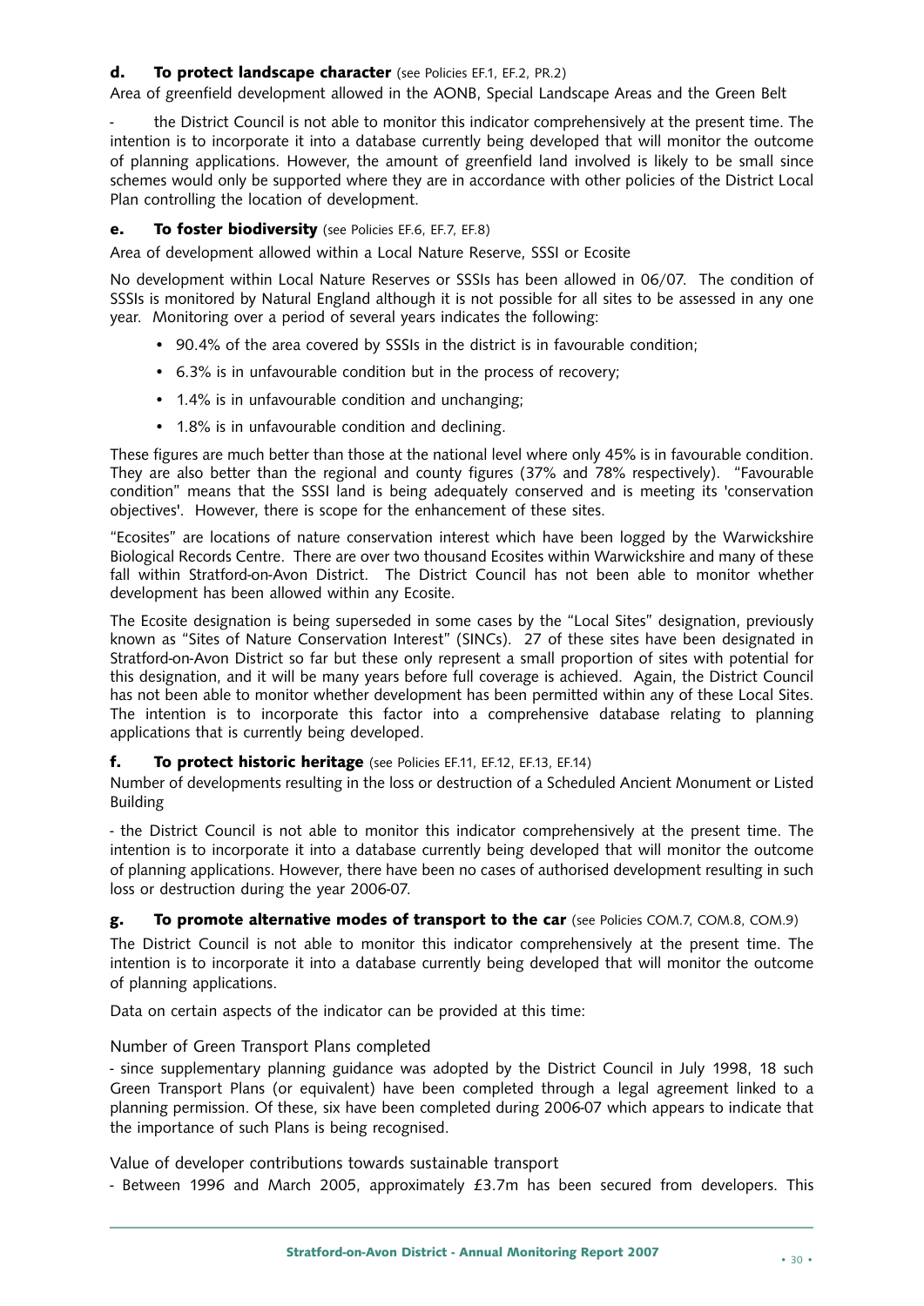**d. To protect landscape character** (see Policies EF.1, EF.2, PR.2)

Area of greenfield development allowed in the AONB, Special Landscape Areas and the Green Belt

- the District Council is not able to monitor this indicator comprehensively at the present time. The intention is to incorporate it into a database currently being developed that will monitor the outcome of planning applications. However, the amount of greenfield land involved is likely to be small since schemes would only be supported where they are in accordance with other policies of the District Local Plan controlling the location of development.

**e. To foster biodiversity** (see Policies EF.6, EF.7, EF.8)

Area of development allowed within a Local Nature Reserve, SSSI or Ecosite

No development within Local Nature Reserves or SSSIs has been allowed in 06/07. The condition of SSSIs is monitored by Natural England although it is not possible for all sites to be assessed in any one year. Monitoring over a period of several years indicates the following:

- 90.4% of the area covered by SSSIs in the district is in favourable condition;
- 6.3% is in unfavourable condition but in the process of recovery;
- 1.4% is in unfavourable condition and unchanging;
- 1.8% is in unfavourable condition and declining.

These figures are much better than those at the national level where only 45% is in favourable condition. They are also better than the regional and county figures (37% and 78% respectively). "Favourable condition" means that the SSSI land is being adequately conserved and is meeting its 'conservation objectives'. However, there is scope for the enhancement of these sites.

"Ecosites" are locations of nature conservation interest which have been logged by the Warwickshire Biological Records Centre. There are over two thousand Ecosites within Warwickshire and many of these fall within Stratford-on-Avon District. The District Council has not been able to monitor whether development has been allowed within any Ecosite.

The Ecosite designation is being superseded in some cases by the "Local Sites" designation, previously known as "Sites of Nature Conservation Interest" (SINCs). 27 of these sites have been designated in Stratford-on-Avon District so far but these only represent a small proportion of sites with potential for this designation, and it will be many years before full coverage is achieved. Again, the District Council has not been able to monitor whether development has been permitted within any of these Local Sites. The intention is to incorporate this factor into a comprehensive database relating to planning applications that is currently being developed.

**f. To protect historic heritage** (see Policies EF.11, EF.12, EF.13, EF.14)

Number of developments resulting in the loss or destruction of a Scheduled Ancient Monument or Listed Building

- the District Council is not able to monitor this indicator comprehensively at the present time. The intention is to incorporate it into a database currently being developed that will monitor the outcome of planning applications. However, there have been no cases of authorised development resulting in such loss or destruction during the year 2006-07.

**g. To promote alternative modes of transport to the car** (see Policies COM.7, COM.8, COM.9)

The District Council is not able to monitor this indicator comprehensively at the present time. The intention is to incorporate it into a database currently being developed that will monitor the outcome of planning applications.

Data on certain aspects of the indicator can be provided at this time:

Number of Green Transport Plans completed

- since supplementary planning guidance was adopted by the District Council in July 1998, 18 such Green Transport Plans (or equivalent) have been completed through a legal agreement linked to a planning permission. Of these, six have been completed during 2006-07 which appears to indicate that the importance of such Plans is being recognised.

Value of developer contributions towards sustainable transport

- Between 1996 and March 2005, approximately £3.7m has been secured from developers. This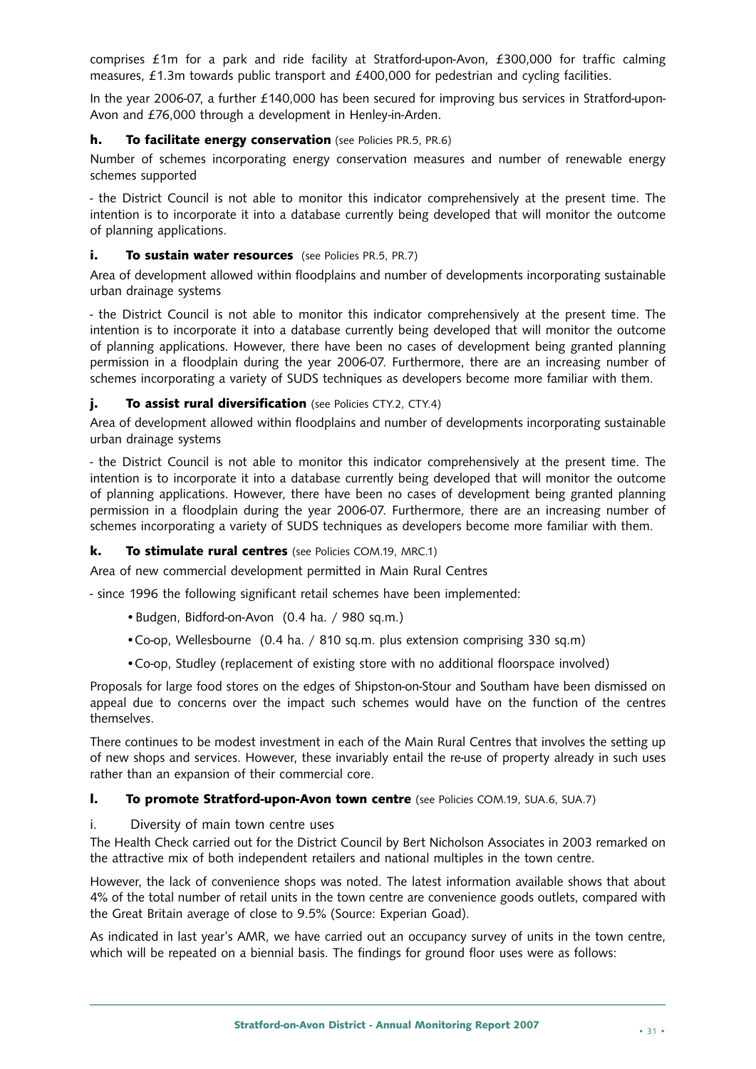comprises £1m for a park and ride facility at Stratford-upon-Avon, £300,000 for traffic calming measures, £1.3m towards public transport and £400,000 for pedestrian and cycling facilities.

In the year 2006-07, a further £140,000 has been secured for improving bus services in Stratford-upon-Avon and £76,000 through a development in Henley-in-Arden.

### h. To facilitate energy conservation (see Policies PR.5, PR.6)

Number of schemes incorporating energy conservation measures and number of renewable energy schemes supported

- the District Council is not able to monitor this indicator comprehensively at the present time. The intention is to incorporate it into a database currently being developed that will monitor the outcome of planning applications.

### i. To sustain water resources (see Policies PR.5, PR.7)

Area of development allowed within floodplains and number of developments incorporating sustainable urban drainage systems

- the District Council is not able to monitor this indicator comprehensively at the present time. The intention is to incorporate it into a database currently being developed that will monitor the outcome of planning applications. However, there have been no cases of development being granted planning permission in a floodplain during the year 2006-07. Furthermore, there are an increasing number of schemes incorporating a variety of SUDS techniques as developers become more familiar with them.

### j. To assist rural diversification (see Policies CTY.2, CTY.4)

Area of development allowed within floodplains and number of developments incorporating sustainable urban drainage systems

- the District Council is not able to monitor this indicator comprehensively at the present time. The intention is to incorporate it into a database currently being developed that will monitor the outcome of planning applications. However, there have been no cases of development being granted planning permission in a floodplain during the year 2006-07. Furthermore, there are an increasing number of schemes incorporating a variety of SUDS techniques as developers become more familiar with them.

### k. To stimulate rural centres (see Policies COM.19, MRC.1)

Area of new commercial development permitted in Main Rural Centres

- since 1996 the following significant retail schemes have been implemented:

- Budgen, Bidford-on-Avon (0.4 ha. / 980 sq.m.)
- Co-op, Wellesbourne (0.4 ha. / 810 sq.m. plus extension comprising 330 sq.m)
- Co-op, Studley (replacement of existing store with no additional floorspace involved)

Proposals for large food stores on the edges of Shipston-on-Stour and Southam have been dismissed on appeal due to concerns over the impact such schemes would have on the function of the centres themselves.

There continues to be modest investment in each of the Main Rural Centres that involves the setting up of new shops and services. However, these invariably entail the re-use of property already in such uses rather than an expansion of their commercial core.

### l. To promote Stratford-upon-Avon town centre (see Policies COM.19, SUA.6, SUA.7)

i. Diversity of main town centre uses

The Health Check carried out for the District Council by Bert Nicholson Associates in 2003 remarked on the attractive mix of both independent retailers and national multiples in the town centre.

However, the lack of convenience shops was noted. The latest information available shows that about 4% of the total number of retail units in the town centre are convenience goods outlets, compared with the Great Britain average of close to 9.5% (Source: Experian Goad).

As indicated in last year's AMR, we have carried out an occupancy survey of units in the town centre, which will be repeated on a biennial basis. The findings for ground floor uses were as follows: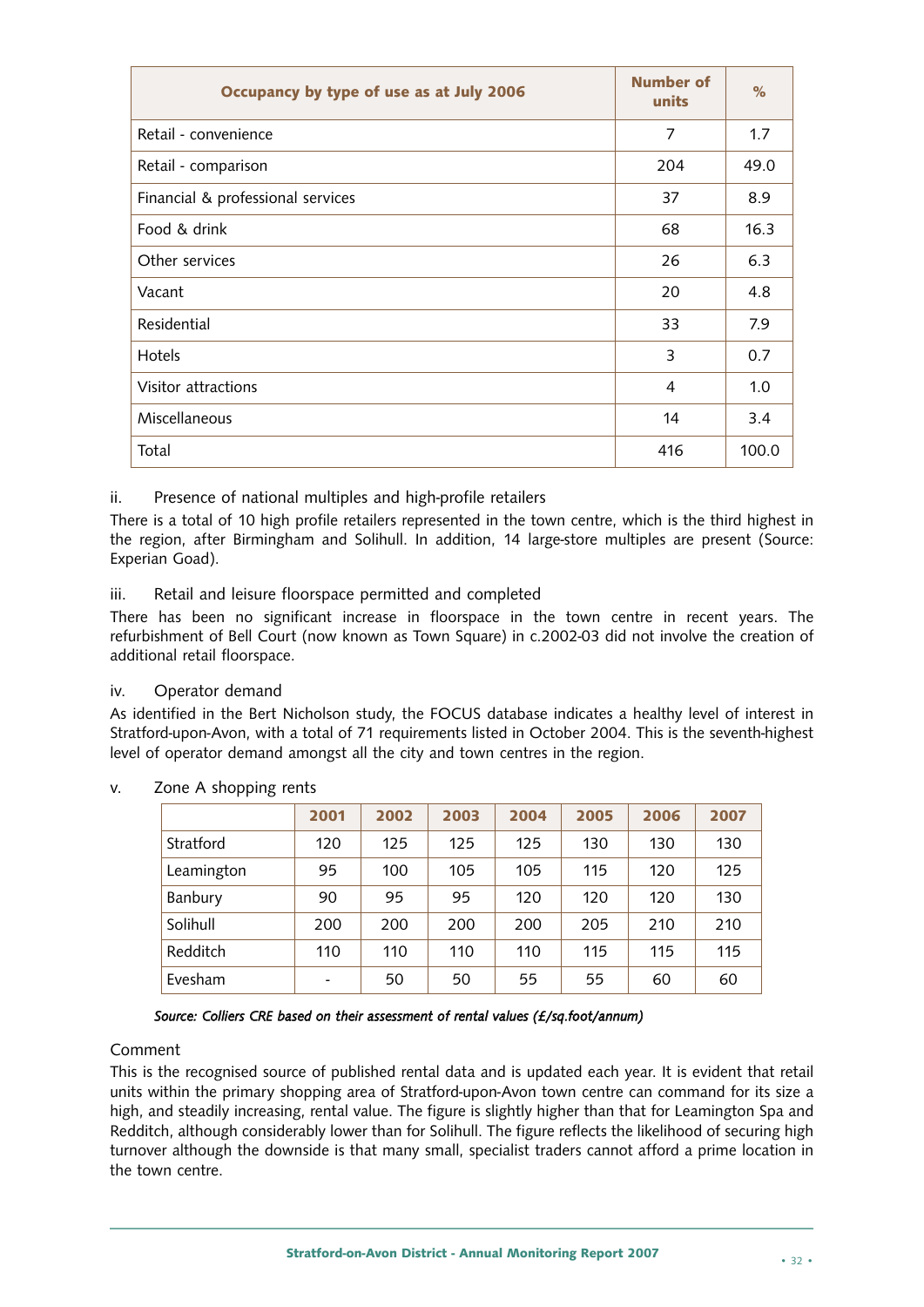| Occupancy by type of use as at July 2006 | Number of units | % |
|---|---|---|
| Retail - convenience | 7 | 1.7 |
| Retail - comparison | 204 | 49.0 |
| Financial & professional services | 37 | 8.9 |
| Food & drink | 68 | 16.3 |
| Other services | 26 | 6.3 |
| Vacant | 20 | 4.8 |
| Residential | 33 | 7.9 |
| Hotels | 3 | 0.7 |
| Visitor attractions | 4 | 1.0 |
| Miscellaneous | 14 | 3.4 |
| Total | 416 | 100.0 |

ii. Presence of national multiples and high-profile retailers

There is a total of 10 high profile retailers represented in the town centre, which is the third highest in the region, after Birmingham and Solihull. In addition, 14 large-store multiples are present (Source: Experian Goad).

iii. Retail and leisure floorspace permitted and completed

There has been no significant increase in floorspace in the town centre in recent years. The refurbishment of Bell Court (now known as Town Square) in c.2002-03 did not involve the creation of additional retail floorspace.

iv. Operator demand

As identified in the Bert Nicholson study, the FOCUS database indicates a healthy level of interest in Stratford-upon-Avon, with a total of 71 requirements listed in October 2004. This is the seventh-highest level of operator demand amongst all the city and town centres in the region.

v. Zone A shopping rents

| | 2001 | 2002 | 2003 | 2004 | 2005 | 2006 | 2007 |
|---|---|---|---|---|---|---|---|
| Stratford | 120 | 125 | 125 | 125 | 130 | 130 | 130 |
| Leamington | 95 | 100 | 105 | 105 | 115 | 120 | 125 |
| Banbury | 90 | 95 | 95 | 120 | 120 | 120 | 130 |
| Solihull | 200 | 200 | 200 | 200 | 205 | 210 | 210 |
| Redditch | 110 | 110 | 110 | 110 | 115 | 115 | 115 |
| Evesham | - | 50 | 50 | 55 | 55 | 60 | 60 |

*Source: Colliers CRE based on their assessment of rental values (£/sq.foot/annum)*

Comment

This is the recognised source of published rental data and is updated each year. It is evident that retail units within the primary shopping area of Stratford-upon-Avon town centre can command for its size a high, and steadily increasing, rental value. The figure is slightly higher than that for Leamington Spa and Redditch, although considerably lower than for Solihull. The figure reflects the likelihood of securing high turnover although the downside is that many small, specialist traders cannot afford a prime location in the town centre.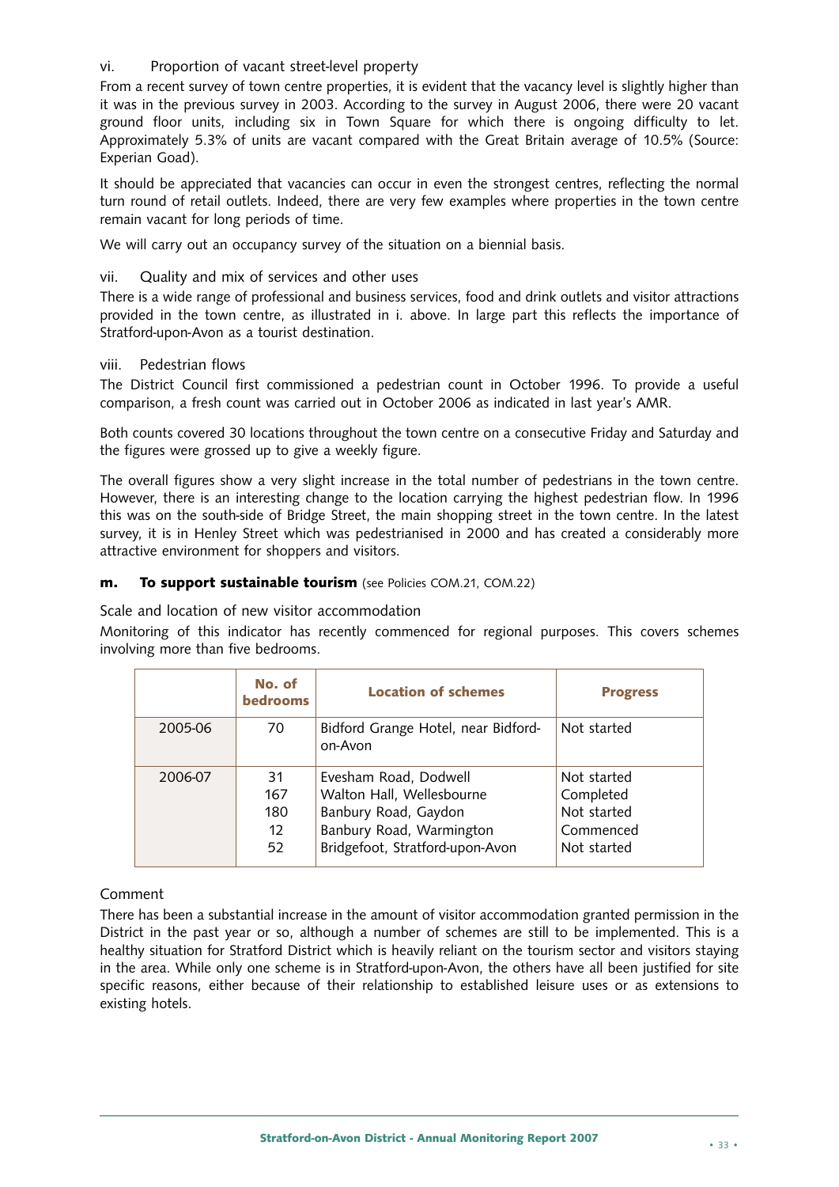vi. Proportion of vacant street-level property

From a recent survey of town centre properties, it is evident that the vacancy level is slightly higher than it was in the previous survey in 2003. According to the survey in August 2006, there were 20 vacant ground floor units, including six in Town Square for which there is ongoing difficulty to let. Approximately 5.3% of units are vacant compared with the Great Britain average of 10.5% (Source: Experian Goad).

It should be appreciated that vacancies can occur in even the strongest centres, reflecting the normal turn round of retail outlets. Indeed, there are very few examples where properties in the town centre remain vacant for long periods of time.

We will carry out an occupancy survey of the situation on a biennial basis.

vii. Quality and mix of services and other uses

There is a wide range of professional and business services, food and drink outlets and visitor attractions provided in the town centre, as illustrated in i. above. In large part this reflects the importance of Stratford-upon-Avon as a tourist destination.

viii. Pedestrian flows

The District Council first commissioned a pedestrian count in October 1996. To provide a useful comparison, a fresh count was carried out in October 2006 as indicated in last year's AMR.

Both counts covered 30 locations throughout the town centre on a consecutive Friday and Saturday and the figures were grossed up to give a weekly figure.

The overall figures show a very slight increase in the total number of pedestrians in the town centre. However, there is an interesting change to the location carrying the highest pedestrian flow. In 1996 this was on the south-side of Bridge Street, the main shopping street in the town centre. In the latest survey, it is in Henley Street which was pedestrianised in 2000 and has created a considerably more attractive environment for shoppers and visitors.

### m. To support sustainable tourism (see Policies COM.21, COM.22)

Scale and location of new visitor accommodation

Monitoring of this indicator has recently commenced for regional purposes. This covers schemes involving more than five bedrooms.

| | No. of bedrooms | Location of schemes | Progress |
|---|---|---|---|
| 2005-06 | 70 | Bidford Grange Hotel, near Bidford-on-Avon | Not started |
| 2006-07 | 31<br>167<br>180<br>12<br>52 | Evesham Road, Dodwell<br>Walton Hall, Wellesbourne<br>Banbury Road, Gaydon<br>Banbury Road, Warmington<br>Bridgefoot, Stratford-upon-Avon | Not started<br>Completed<br>Not started<br>Commenced<br>Not started |

Comment

There has been a substantial increase in the amount of visitor accommodation granted permission in the District in the past year or so, although a number of schemes are still to be implemented. This is a healthy situation for Stratford District which is heavily reliant on the tourism sector and visitors staying in the area. While only one scheme is in Stratford-upon-Avon, the others have all been justified for site specific reasons, either because of their relationship to established leisure uses or as extensions to existing hotels.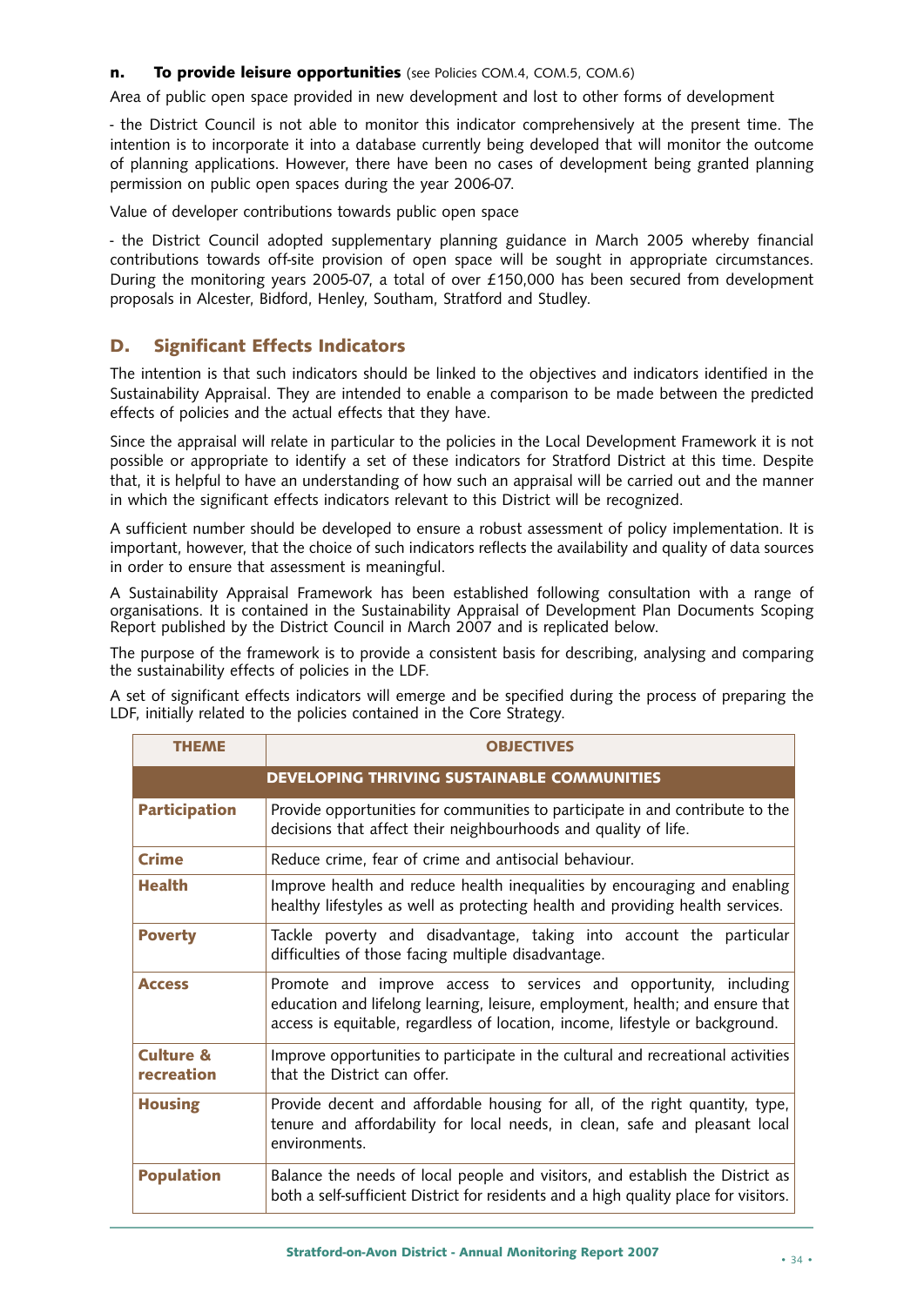**n. To provide leisure opportunities** (see Policies COM.4, COM.5, COM.6)

Area of public open space provided in new development and lost to other forms of development

- the District Council is not able to monitor this indicator comprehensively at the present time. The intention is to incorporate it into a database currently being developed that will monitor the outcome of planning applications. However, there have been no cases of development being granted planning permission on public open spaces during the year 2006-07.

Value of developer contributions towards public open space

- the District Council adopted supplementary planning guidance in March 2005 whereby financial contributions towards off-site provision of open space will be sought in appropriate circumstances. During the monitoring years 2005-07, a total of over £150,000 has been secured from development proposals in Alcester, Bidford, Henley, Southam, Stratford and Studley.

## D. Significant Effects Indicators

The intention is that such indicators should be linked to the objectives and indicators identified in the Sustainability Appraisal. They are intended to enable a comparison to be made between the predicted effects of policies and the actual effects that they have.

Since the appraisal will relate in particular to the policies in the Local Development Framework it is not possible or appropriate to identify a set of these indicators for Stratford District at this time. Despite that, it is helpful to have an understanding of how such an appraisal will be carried out and the manner in which the significant effects indicators relevant to this District will be recognized.

A sufficient number should be developed to ensure a robust assessment of policy implementation. It is important, however, that the choice of such indicators reflects the availability and quality of data sources in order to ensure that assessment is meaningful.

A Sustainability Appraisal Framework has been established following consultation with a range of organisations. It is contained in the Sustainability Appraisal of Development Plan Documents Scoping Report published by the District Council in March 2007 and is replicated below.

The purpose of the framework is to provide a consistent basis for describing, analysing and comparing the sustainability effects of policies in the LDF.

A set of significant effects indicators will emerge and be specified during the process of preparing the LDF, initially related to the policies contained in the Core Strategy.

| THEME | OBJECTIVES |
|---|---|
| | **DEVELOPING THRIVING SUSTAINABLE COMMUNITIES** |
| **Participation** | Provide opportunities for communities to participate in and contribute to the decisions that affect their neighbourhoods and quality of life. |
| **Crime** | Reduce crime, fear of crime and antisocial behaviour. |
| **Health** | Improve health and reduce health inequalities by encouraging and enabling healthy lifestyles as well as protecting health and providing health services. |
| **Poverty** | Tackle poverty and disadvantage, taking into account the particular difficulties of those facing multiple disadvantage. |
| **Access** | Promote and improve access to services and opportunity, including education and lifelong learning, leisure, employment, health; and ensure that access is equitable, regardless of location, income, lifestyle or background. |
| **Culture & recreation** | Improve opportunities to participate in the cultural and recreational activities that the District can offer. |
| **Housing** | Provide decent and affordable housing for all, of the right quantity, type, tenure and affordability for local needs, in clean, safe and pleasant local environments. |
| **Population** | Balance the needs of local people and visitors, and establish the District as both a self-sufficient District for residents and a high quality place for visitors. |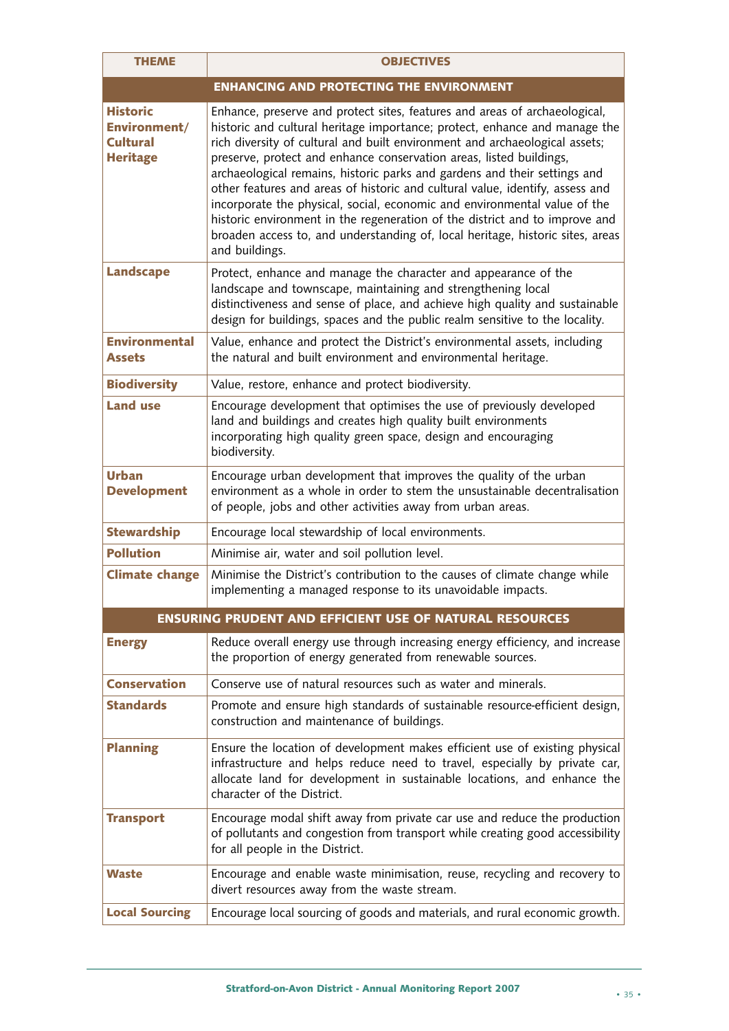| THEME | OBJECTIVES |
|---|---|
| **ENHANCING AND PROTECTING THE ENVIRONMENT** | |
| **Historic Environment/ Cultural Heritage** | Enhance, preserve and protect sites, features and areas of archaeological, historic and cultural heritage importance; protect, enhance and manage the rich diversity of cultural and built environment and archaeological assets; preserve, protect and enhance conservation areas, listed buildings, archaeological remains, historic parks and gardens and their settings and other features and areas of historic and cultural value, identify, assess and incorporate the physical, social, economic and environmental value of the historic environment in the regeneration of the district and to improve and broaden access to, and understanding of, local heritage, historic sites, areas and buildings. |
| **Landscape** | Protect, enhance and manage the character and appearance of the landscape and townscape, maintaining and strengthening local distinctiveness and sense of place, and achieve high quality and sustainable design for buildings, spaces and the public realm sensitive to the locality. |
| **Environmental Assets** | Value, enhance and protect the District's environmental assets, including the natural and built environment and environmental heritage. |
| **Biodiversity** | Value, restore, enhance and protect biodiversity. |
| **Land use** | Encourage development that optimises the use of previously developed land and buildings and creates high quality built environments incorporating high quality green space, design and encouraging biodiversity. |
| **Urban Development** | Encourage urban development that improves the quality of the urban environment as a whole in order to stem the unsustainable decentralisation of people, jobs and other activities away from urban areas. |
| **Stewardship** | Encourage local stewardship of local environments. |
| **Pollution** | Minimise air, water and soil pollution level. |
| **Climate change** | Minimise the District's contribution to the causes of climate change while implementing a managed response to its unavoidable impacts. |
| **ENSURING PRUDENT AND EFFICIENT USE OF NATURAL RESOURCES** | |
| **Energy** | Reduce overall energy use through increasing energy efficiency, and increase the proportion of energy generated from renewable sources. |
| **Conservation** | Conserve use of natural resources such as water and minerals. |
| **Standards** | Promote and ensure high standards of sustainable resource-efficient design, construction and maintenance of buildings. |
| **Planning** | Ensure the location of development makes efficient use of existing physical infrastructure and helps reduce need to travel, especially by private car, allocate land for development in sustainable locations, and enhance the character of the District. |
| **Transport** | Encourage modal shift away from private car use and reduce the production of pollutants and congestion from transport while creating good accessibility for all people in the District. |
| **Waste** | Encourage and enable waste minimisation, reuse, recycling and recovery to divert resources away from the waste stream. |
| **Local Sourcing** | Encourage local sourcing of goods and materials, and rural economic growth. |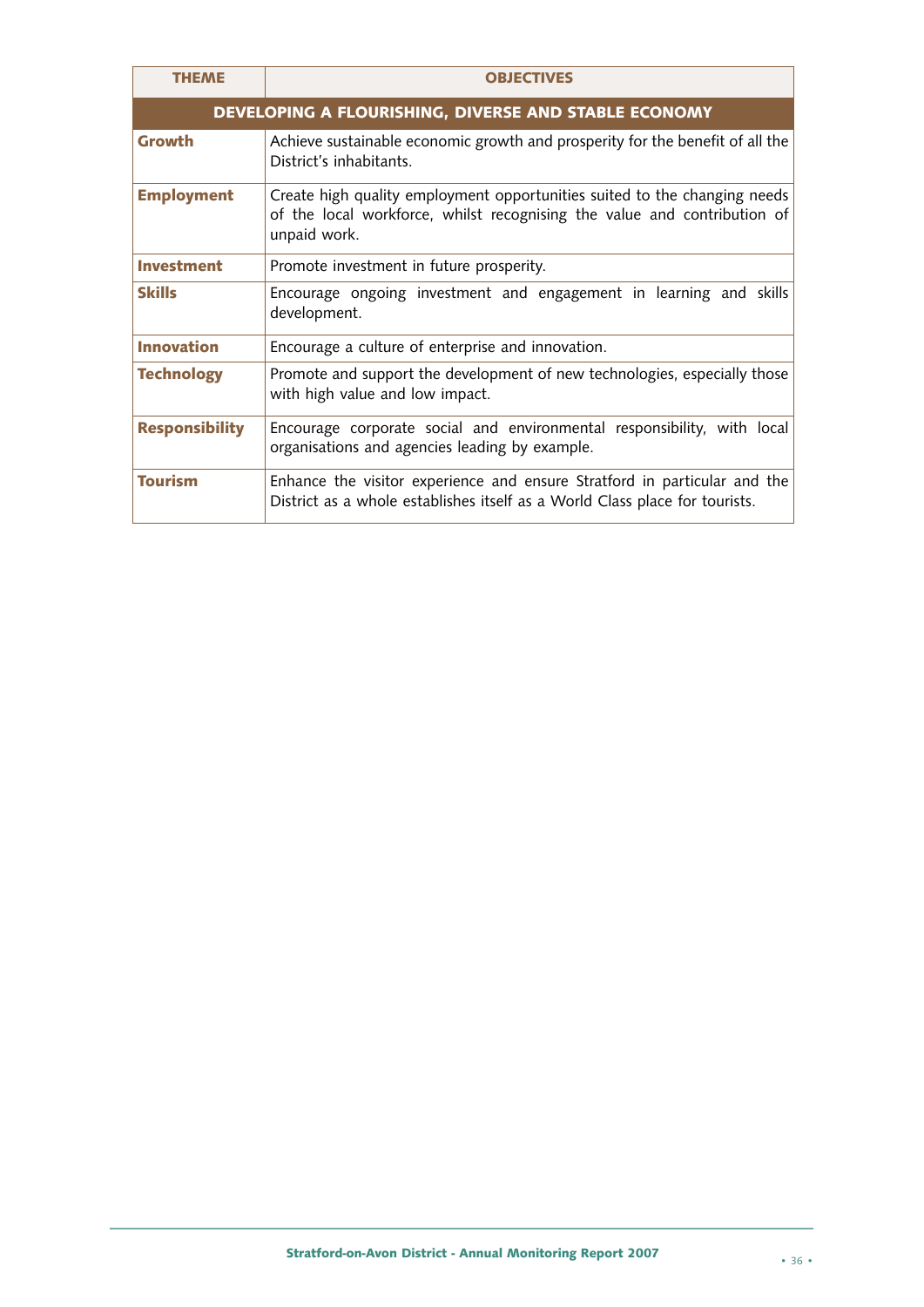| THEME | OBJECTIVES |
|---|---|
| **DEVELOPING A FLOURISHING, DIVERSE AND STABLE ECONOMY** | |
| **Growth** | Achieve sustainable economic growth and prosperity for the benefit of all the District's inhabitants. |
| **Employment** | Create high quality employment opportunities suited to the changing needs of the local workforce, whilst recognising the value and contribution of unpaid work. |
| **Investment** | Promote investment in future prosperity. |
| **Skills** | Encourage ongoing investment and engagement in learning and skills development. |
| **Innovation** | Encourage a culture of enterprise and innovation. |
| **Technology** | Promote and support the development of new technologies, especially those with high value and low impact. |
| **Responsibility** | Encourage corporate social and environmental responsibility, with local organisations and agencies leading by example. |
| **Tourism** | Enhance the visitor experience and ensure Stratford in particular and the District as a whole establishes itself as a World Class place for tourists. |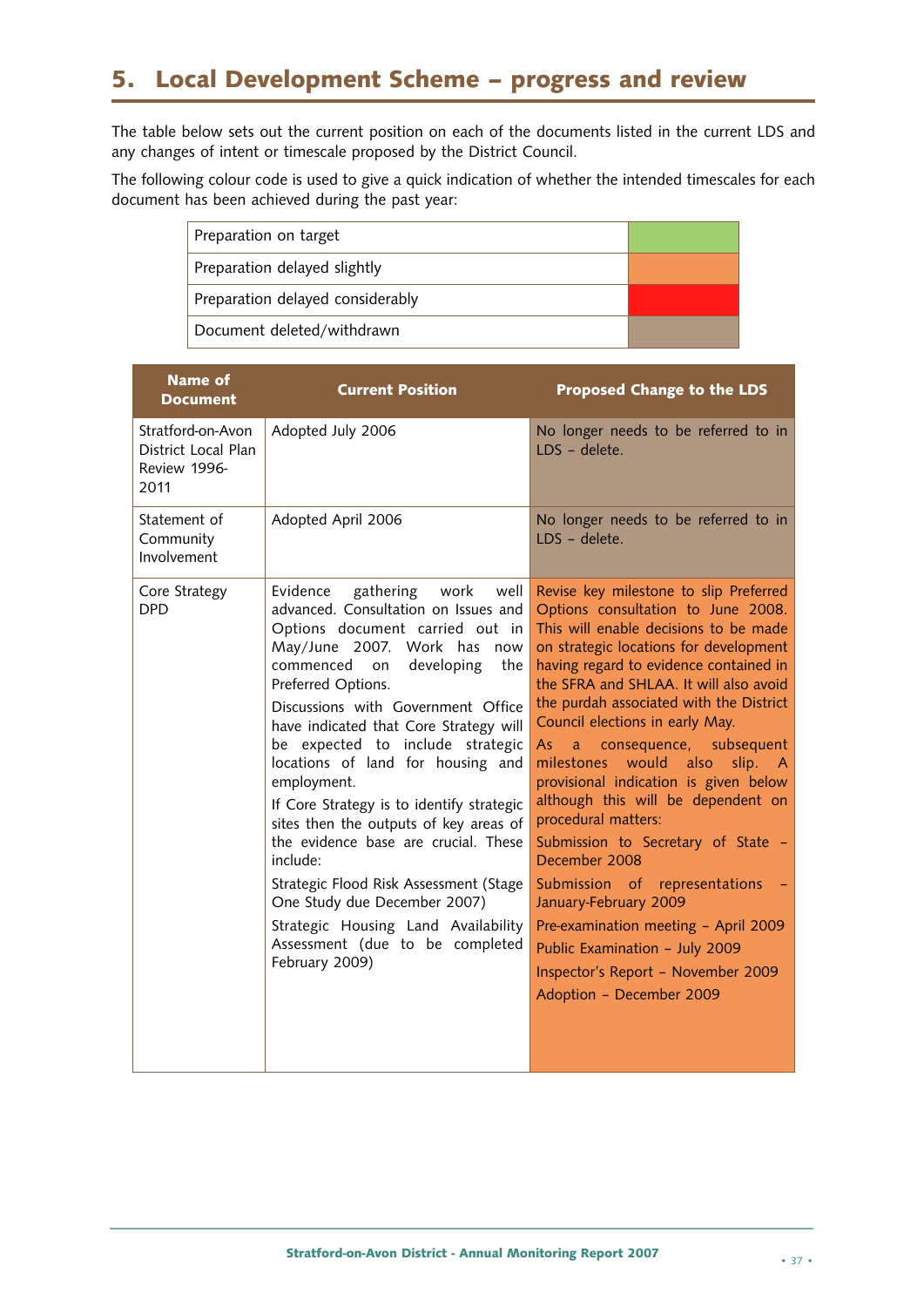## 5. Local Development Scheme – progress and review

The table below sets out the current position on each of the documents listed in the current LDS and any changes of intent or timescale proposed by the District Council.

The following colour code is used to give a quick indication of whether the intended timescales for each document has been achieved during the past year:

| | |
|---|---|
| Preparation on target | |
| Preparation delayed slightly | |
| Preparation delayed considerably | |
| Document deleted/withdrawn | |

| Name of Document | Current Position | Proposed Change to the LDS |
|---|---|---|
| Stratford-on-Avon District Local Plan Review 1996-2011 | Adopted July 2006 | No longer needs to be referred to in LDS – delete. |
| Statement of Community Involvement | Adopted April 2006 | No longer needs to be referred to in LDS – delete. |
| Core Strategy DPD | Evidence gathering work well advanced. Consultation on Issues and Options document carried out in May/June 2007. Work has now commenced on developing the Preferred Options.<br><br>Discussions with Government Office have indicated that Core Strategy will be expected to include strategic locations of land for housing and employment.<br><br>If Core Strategy is to identify strategic sites then the outputs of key areas of the evidence base are crucial. These include:<br><br>Strategic Flood Risk Assessment (Stage One Study due December 2007)<br><br>Strategic Housing Land Availability Assessment (due to be completed February 2009) | Revise key milestone to slip Preferred Options consultation to June 2008. This will enable decisions to be made on strategic locations for development having regard to evidence contained in the SFRA and SHLAA. It will also avoid the purdah associated with the District Council elections in early May.<br><br>As a consequence, subsequent milestones would also slip. A provisional indication is given below although this will be dependent on procedural matters:<br><br>Submission to Secretary of State – December 2008<br><br>Submission of representations – January-February 2009<br><br>Pre-examination meeting – April 2009<br><br>Public Examination – July 2009<br><br>Inspector's Report – November 2009<br><br>Adoption – December 2009 |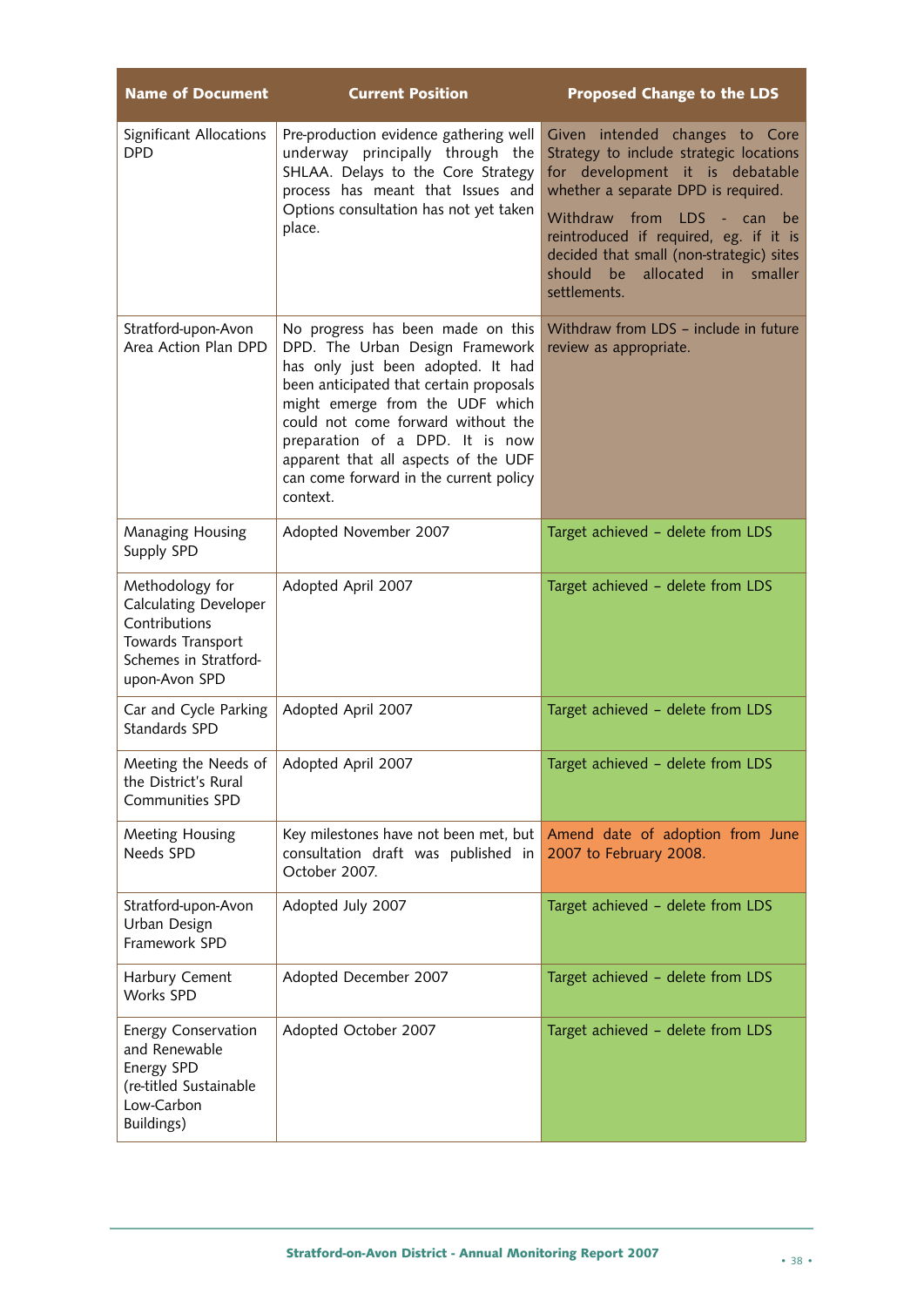| Name of Document | Current Position | Proposed Change to the LDS |
|---|---|---|
| Significant Allocations DPD | Pre-production evidence gathering well underway principally through the SHLAA. Delays to the Core Strategy process has meant that Issues and Options consultation has not yet taken place. | Given intended changes to Core Strategy to include strategic locations for development it is debatable whether a separate DPD is required.<br><br>Withdraw from LDS - can be reintroduced if required, eg. if it is decided that small (non-strategic) sites should be allocated in smaller settlements. |
| Stratford-upon-Avon Area Action Plan DPD | No progress has been made on this DPD. The Urban Design Framework has only just been adopted. It had been anticipated that certain proposals might emerge from the UDF which could not come forward without the preparation of a DPD. It is now apparent that all aspects of the UDF can come forward in the current policy context. | Withdraw from LDS – include in future review as appropriate. |
| Managing Housing Supply SPD | Adopted November 2007 | Target achieved – delete from LDS |
| Methodology for Calculating Developer Contributions Towards Transport Schemes in Stratford-upon-Avon SPD | Adopted April 2007 | Target achieved – delete from LDS |
| Car and Cycle Parking Standards SPD | Adopted April 2007 | Target achieved – delete from LDS |
| Meeting the Needs of the District's Rural Communities SPD | Adopted April 2007 | Target achieved – delete from LDS |
| Meeting Housing Needs SPD | Key milestones have not been met, but consultation draft was published in October 2007. | Amend date of adoption from June 2007 to February 2008. |
| Stratford-upon-Avon Urban Design Framework SPD | Adopted July 2007 | Target achieved – delete from LDS |
| Harbury Cement Works SPD | Adopted December 2007 | Target achieved – delete from LDS |
| Energy Conservation and Renewable Energy SPD (re-titled Sustainable Low-Carbon Buildings) | Adopted October 2007 | Target achieved – delete from LDS |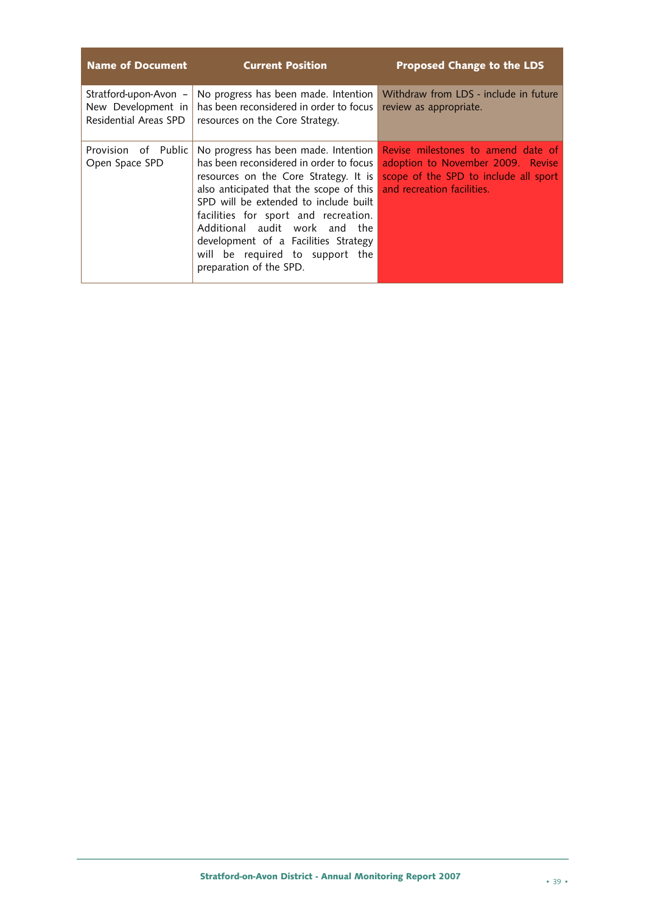| Name of Document | Current Position | Proposed Change to the LDS |
| --- | --- | --- |
| Stratford-upon-Avon – New Development in Residential Areas SPD | No progress has been made. Intention has been reconsidered in order to focus resources on the Core Strategy. | Withdraw from LDS - include in future review as appropriate. |
| Provision of Public Open Space SPD | No progress has been made. Intention has been reconsidered in order to focus resources on the Core Strategy. It is also anticipated that the scope of this SPD will be extended to include built facilities for sport and recreation. Additional audit work and the development of a Facilities Strategy will be required to support the preparation of the SPD. | Revise milestones to amend date of adoption to November 2009. Revise scope of the SPD to include all sport and recreation facilities. |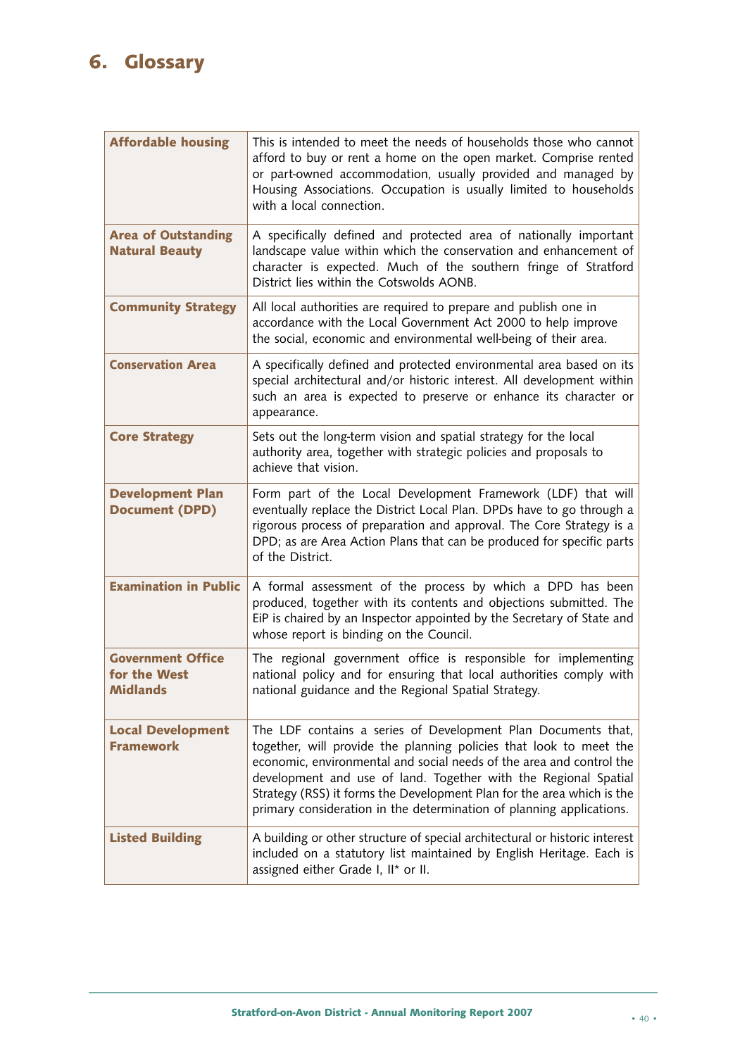# 6. Glossary

| | |
|---|---|
| **Affordable housing** | This is intended to meet the needs of households those who cannot afford to buy or rent a home on the open market. Comprise rented or part-owned accommodation, usually provided and managed by Housing Associations. Occupation is usually limited to households with a local connection. |
| **Area of Outstanding Natural Beauty** | A specifically defined and protected area of nationally important landscape value within which the conservation and enhancement of character is expected. Much of the southern fringe of Stratford District lies within the Cotswolds AONB. |
| **Community Strategy** | All local authorities are required to prepare and publish one in accordance with the Local Government Act 2000 to help improve the social, economic and environmental well-being of their area. |
| **Conservation Area** | A specifically defined and protected environmental area based on its special architectural and/or historic interest. All development within such an area is expected to preserve or enhance its character or appearance. |
| **Core Strategy** | Sets out the long-term vision and spatial strategy for the local authority area, together with strategic policies and proposals to achieve that vision. |
| **Development Plan Document (DPD)** | Form part of the Local Development Framework (LDF) that will eventually replace the District Local Plan. DPDs have to go through a rigorous process of preparation and approval. The Core Strategy is a DPD; as are Area Action Plans that can be produced for specific parts of the District. |
| **Examination in Public** | A formal assessment of the process by which a DPD has been produced, together with its contents and objections submitted. The EiP is chaired by an Inspector appointed by the Secretary of State and whose report is binding on the Council. |
| **Government Office for the West Midlands** | The regional government office is responsible for implementing national policy and for ensuring that local authorities comply with national guidance and the Regional Spatial Strategy. |
| **Local Development Framework** | The LDF contains a series of Development Plan Documents that, together, will provide the planning policies that look to meet the economic, environmental and social needs of the area and control the development and use of land. Together with the Regional Spatial Strategy (RSS) it forms the Development Plan for the area which is the primary consideration in the determination of planning applications. |
| **Listed Building** | A building or other structure of special architectural or historic interest included on a statutory list maintained by English Heritage. Each is assigned either Grade I, II* or II. |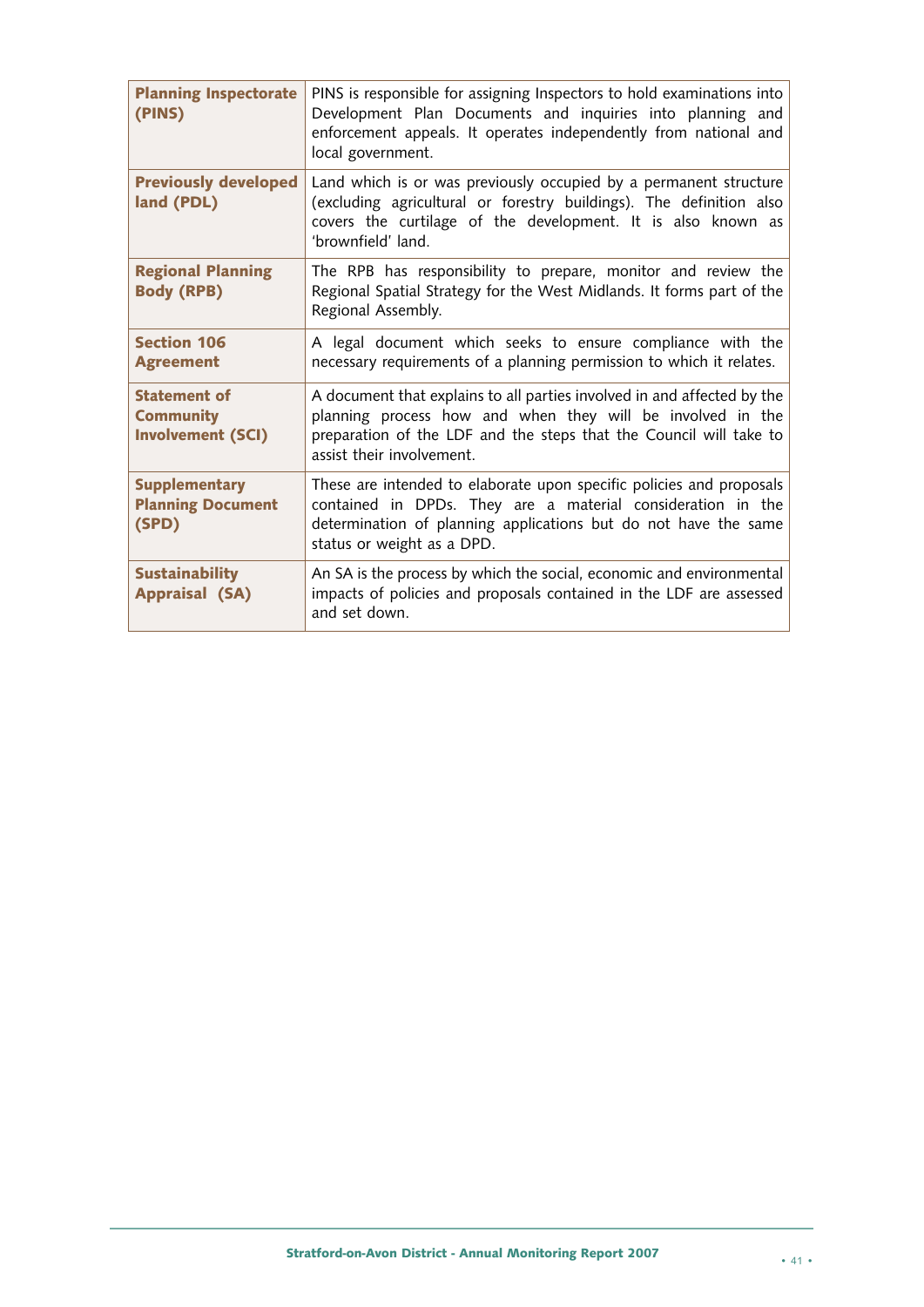| | |
|---|---|
| **Planning Inspectorate (PINS)** | PINS is responsible for assigning Inspectors to hold examinations into Development Plan Documents and inquiries into planning and enforcement appeals. It operates independently from national and local government. |
| **Previously developed land (PDL)** | Land which is or was previously occupied by a permanent structure (excluding agricultural or forestry buildings). The definition also covers the curtilage of the development. It is also known as 'brownfield' land. |
| **Regional Planning Body (RPB)** | The RPB has responsibility to prepare, monitor and review the Regional Spatial Strategy for the West Midlands. It forms part of the Regional Assembly. |
| **Section 106 Agreement** | A legal document which seeks to ensure compliance with the necessary requirements of a planning permission to which it relates. |
| **Statement of Community Involvement (SCI)** | A document that explains to all parties involved in and affected by the planning process how and when they will be involved in the preparation of the LDF and the steps that the Council will take to assist their involvement. |
| **Supplementary Planning Document (SPD)** | These are intended to elaborate upon specific policies and proposals contained in DPDs. They are a material consideration in the determination of planning applications but do not have the same status or weight as a DPD. |
| **Sustainability Appraisal (SA)** | An SA is the process by which the social, economic and environmental impacts of policies and proposals contained in the LDF are assessed and set down. |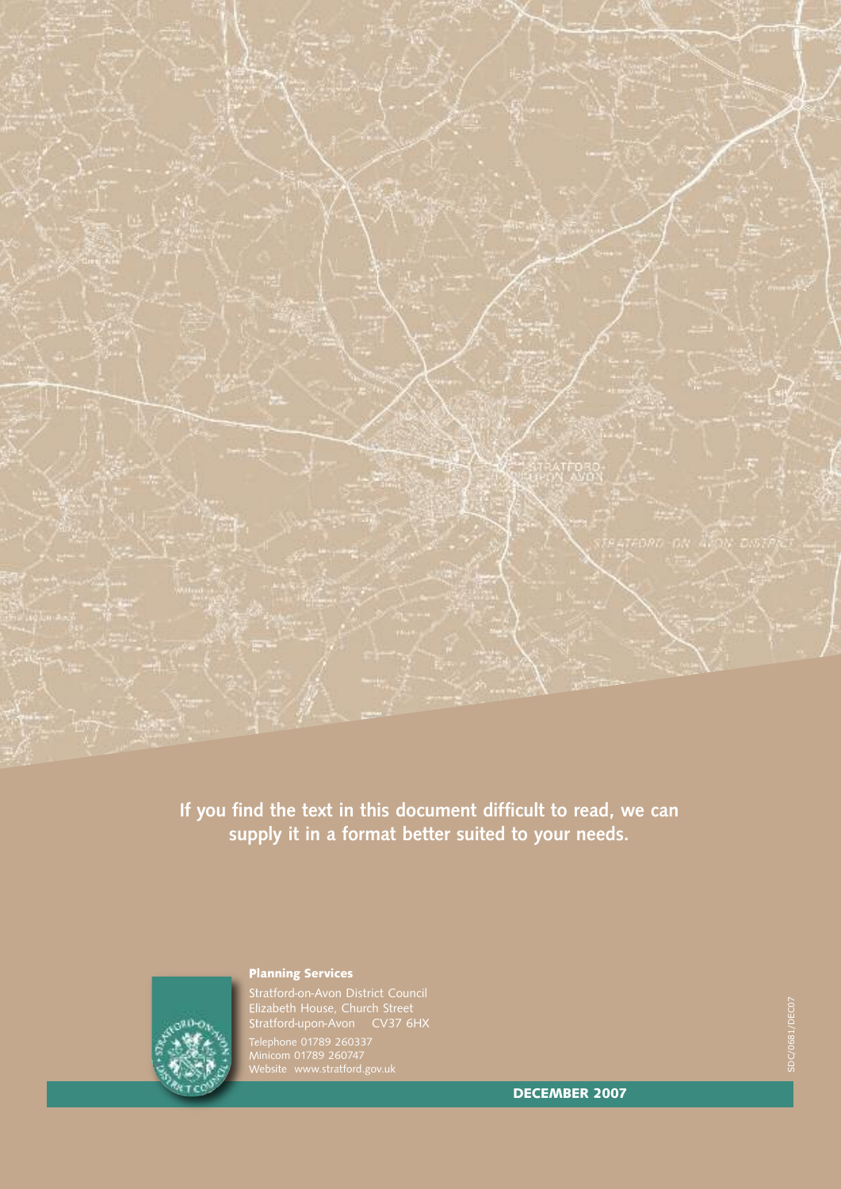**If you find the text in this document difficult to read, we can supply it in a format better suited to your needs.**

**Planning Services**

Stratford-on-Avon District Council
Elizabeth House, Church Street
Stratford-upon-Avon CV37 6HX

Telephone 01789 260337
Minicom 01789 260747
Website www.stratford.gov.uk

SDC/0681/DEC07

**DECEMBER 2007**